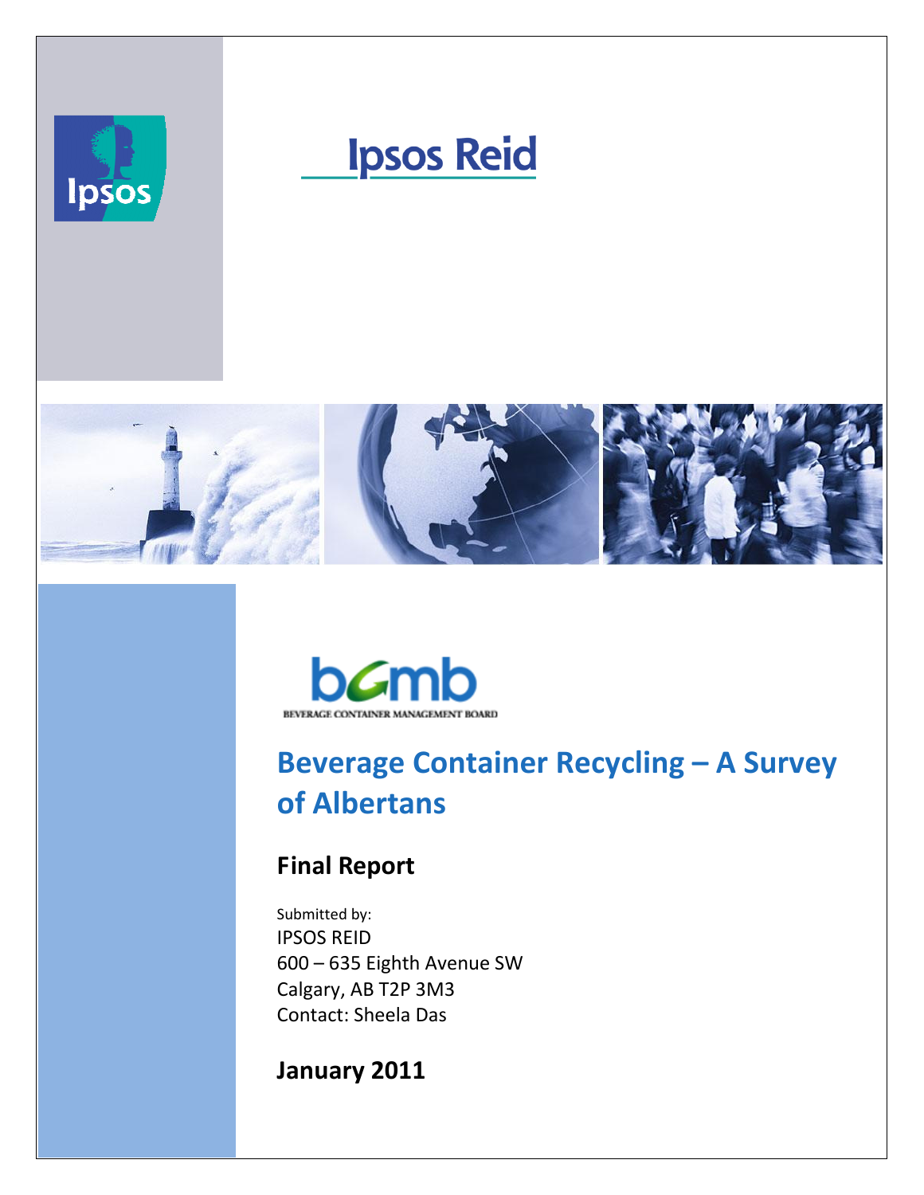Ipsos Reid

BEVERAGE CONTAINER MANAGEMENT BOARD

# Beverage Container Recycling – A Survey of Albertans

## Final Report

Submitted by:
IPSOS REID
600 – 635 Eighth Avenue SW
Calgary, AB T2P 3M3
Contact: Sheela Das

## January 2011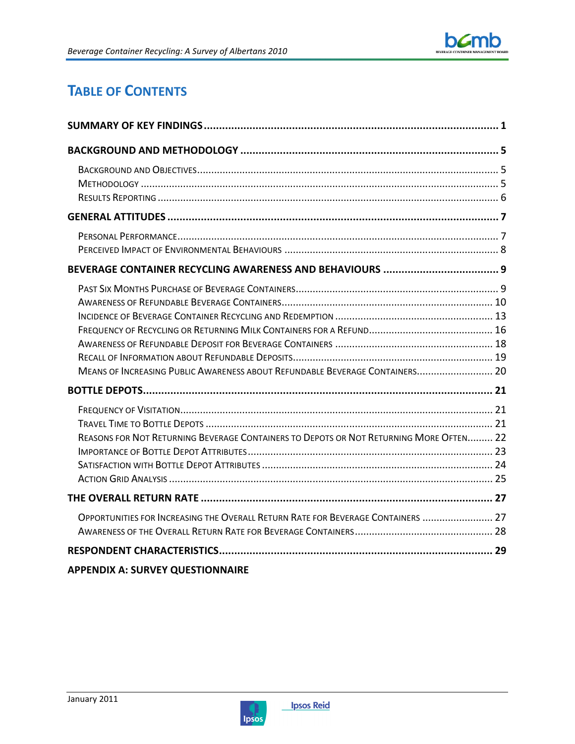# Table of Contents

**SUMMARY OF KEY FINDINGS** ..... 1

**BACKGROUND AND METHODOLOGY** ..... 5

- Background and Objectives ..... 5
- Methodology ..... 5
- Results Reporting ..... 6

**GENERAL ATTITUDES** ..... 7

- Personal Performance ..... 7
- Perceived Impact of Environmental Behaviours ..... 8

**BEVERAGE CONTAINER RECYCLING AWARENESS AND BEHAVIOURS** ..... 9

- Past Six Months Purchase of Beverage Containers ..... 9
- Awareness of Refundable Beverage Containers ..... 10
- Incidence of Beverage Container Recycling and Redemption ..... 13
- Frequency of Recycling or Returning Milk Containers for a Refund ..... 16
- Awareness of Refundable Deposit for Beverage Containers ..... 18
- Recall of Information about Refundable Deposits ..... 19
- Means of Increasing Public Awareness about Refundable Beverage Containers ..... 20

**BOTTLE DEPOTS** ..... 21

- Frequency of Visitation ..... 21
- Travel Time to Bottle Depots ..... 21
- Reasons for Not Returning Beverage Containers to Depots or Not Returning More Often ..... 22
- Importance of Bottle Depot Attributes ..... 23
- Satisfaction with Bottle Depot Attributes ..... 24
- Action Grid Analysis ..... 25

**THE OVERALL RETURN RATE** ..... 27

- Opportunities for Increasing the Overall Return Rate for Beverage Containers ..... 27
- Awareness of the Overall Return Rate for Beverage Containers ..... 28

**RESPONDENT CHARACTERISTICS** ..... 29

**APPENDIX A: SURVEY QUESTIONNAIRE**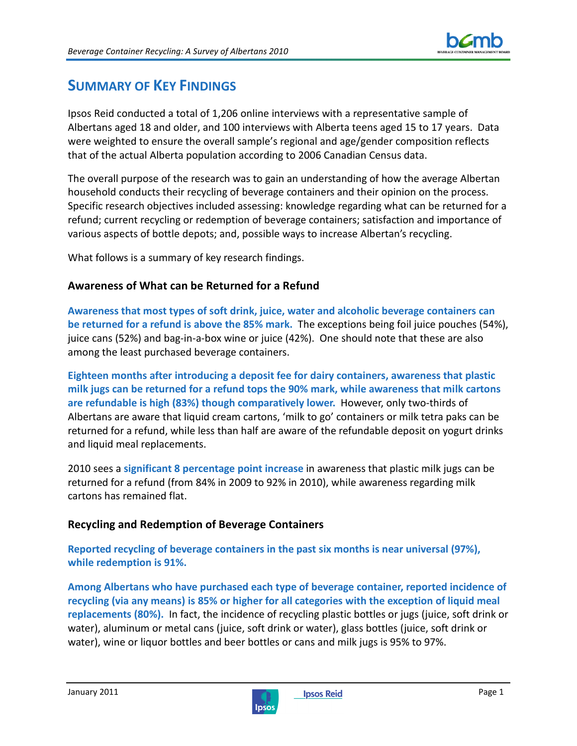# SUMMARY OF KEY FINDINGS

Ipsos Reid conducted a total of 1,206 online interviews with a representative sample of Albertans aged 18 and older, and 100 interviews with Alberta teens aged 15 to 17 years. Data were weighted to ensure the overall sample's regional and age/gender composition reflects that of the actual Alberta population according to 2006 Canadian Census data.

The overall purpose of the research was to gain an understanding of how the average Albertan household conducts their recycling of beverage containers and their opinion on the process. Specific research objectives included assessing: knowledge regarding what can be returned for a refund; current recycling or redemption of beverage containers; satisfaction and importance of various aspects of bottle depots; and, possible ways to increase Albertan's recycling.

What follows is a summary of key research findings.

### Awareness of What can be Returned for a Refund

**Awareness that most types of soft drink, juice, water and alcoholic beverage containers can be returned for a refund is above the 85% mark.** The exceptions being foil juice pouches (54%), juice cans (52%) and bag-in-a-box wine or juice (42%). One should note that these are also among the least purchased beverage containers.

**Eighteen months after introducing a deposit fee for dairy containers, awareness that plastic milk jugs can be returned for a refund tops the 90% mark, while awareness that milk cartons are refundable is high (83%) though comparatively lower.** However, only two-thirds of Albertans are aware that liquid cream cartons, 'milk to go' containers or milk tetra paks can be returned for a refund, while less than half are aware of the refundable deposit on yogurt drinks and liquid meal replacements.

2010 sees a **significant 8 percentage point increase** in awareness that plastic milk jugs can be returned for a refund (from 84% in 2009 to 92% in 2010), while awareness regarding milk cartons has remained flat.

### Recycling and Redemption of Beverage Containers

**Reported recycling of beverage containers in the past six months is near universal (97%), while redemption is 91%.**

**Among Albertans who have purchased each type of beverage container, reported incidence of recycling (via any means) is 85% or higher for all categories with the exception of liquid meal replacements (80%).** In fact, the incidence of recycling plastic bottles or jugs (juice, soft drink or water), aluminum or metal cans (juice, soft drink or water), glass bottles (juice, soft drink or water), wine or liquor bottles and beer bottles or cans and milk jugs is 95% to 97%.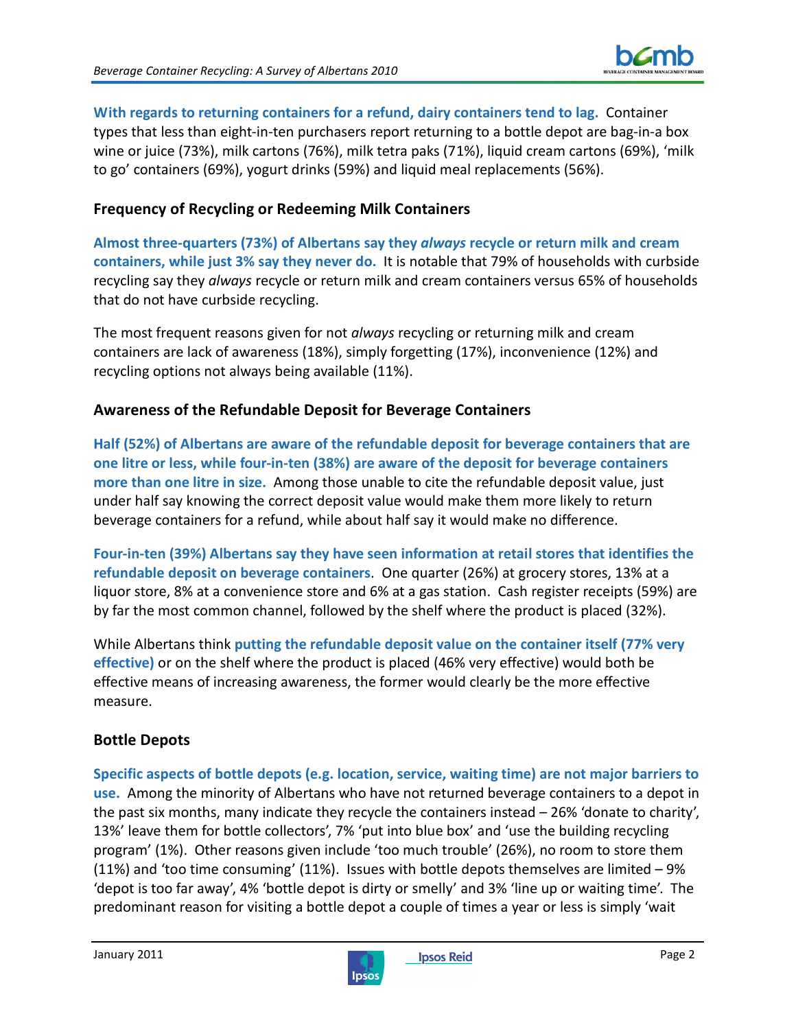**With regards to returning containers for a refund, dairy containers tend to lag.** Container types that less than eight-in-ten purchasers report returning to a bottle depot are bag-in-a box wine or juice (73%), milk cartons (76%), milk tetra paks (71%), liquid cream cartons (69%), 'milk to go' containers (69%), yogurt drinks (59%) and liquid meal replacements (56%).

### Frequency of Recycling or Redeeming Milk Containers

**Almost three-quarters (73%) of Albertans say they *always* recycle or return milk and cream containers, while just 3% say they never do.** It is notable that 79% of households with curbside recycling say they *always* recycle or return milk and cream containers versus 65% of households that do not have curbside recycling.

The most frequent reasons given for not *always* recycling or returning milk and cream containers are lack of awareness (18%), simply forgetting (17%), inconvenience (12%) and recycling options not always being available (11%).

### Awareness of the Refundable Deposit for Beverage Containers

**Half (52%) of Albertans are aware of the refundable deposit for beverage containers that are one litre or less, while four-in-ten (38%) are aware of the deposit for beverage containers more than one litre in size.** Among those unable to cite the refundable deposit value, just under half say knowing the correct deposit value would make them more likely to return beverage containers for a refund, while about half say it would make no difference.

**Four-in-ten (39%) Albertans say they have seen information at retail stores that identifies the refundable deposit on beverage containers**. One quarter (26%) at grocery stores, 13% at a liquor store, 8% at a convenience store and 6% at a gas station. Cash register receipts (59%) are by far the most common channel, followed by the shelf where the product is placed (32%).

While Albertans think **putting the refundable deposit value on the container itself (77% very effective)** or on the shelf where the product is placed (46% very effective) would both be effective means of increasing awareness, the former would clearly be the more effective measure.

### Bottle Depots

**Specific aspects of bottle depots (e.g. location, service, waiting time) are not major barriers to use.** Among the minority of Albertans who have not returned beverage containers to a depot in the past six months, many indicate they recycle the containers instead – 26% 'donate to charity', 13%' leave them for bottle collectors', 7% 'put into blue box' and 'use the building recycling program' (1%). Other reasons given include 'too much trouble' (26%), no room to store them (11%) and 'too time consuming' (11%). Issues with bottle depots themselves are limited – 9% 'depot is too far away', 4% 'bottle depot is dirty or smelly' and 3% 'line up or waiting time'. The predominant reason for visiting a bottle depot a couple of times a year or less is simply 'wait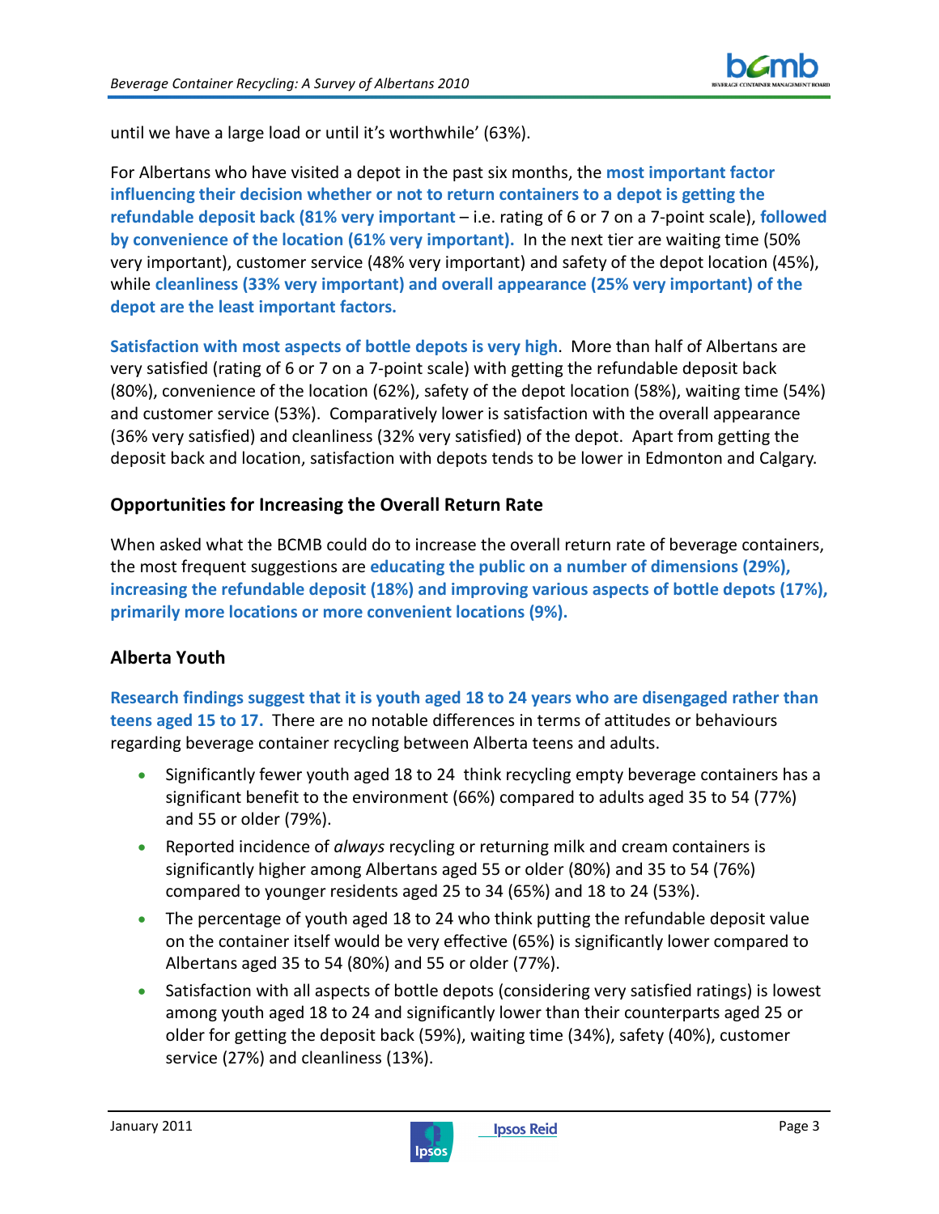until we have a large load or until it's worthwhile' (63%).

For Albertans who have visited a depot in the past six months, the **most important factor influencing their decision whether or not to return containers to a depot is getting the refundable deposit back (81% very important** – i.e. rating of 6 or 7 on a 7-point scale), **followed by convenience of the location (61% very important).** In the next tier are waiting time (50% very important), customer service (48% very important) and safety of the depot location (45%), while **cleanliness (33% very important) and overall appearance (25% very important) of the depot are the least important factors.**

**Satisfaction with most aspects of bottle depots is very high**. More than half of Albertans are very satisfied (rating of 6 or 7 on a 7-point scale) with getting the refundable deposit back (80%), convenience of the location (62%), safety of the depot location (58%), waiting time (54%) and customer service (53%). Comparatively lower is satisfaction with the overall appearance (36% very satisfied) and cleanliness (32% very satisfied) of the depot. Apart from getting the deposit back and location, satisfaction with depots tends to be lower in Edmonton and Calgary.

### Opportunities for Increasing the Overall Return Rate

When asked what the BCMB could do to increase the overall return rate of beverage containers, the most frequent suggestions are **educating the public on a number of dimensions (29%), increasing the refundable deposit (18%) and improving various aspects of bottle depots (17%), primarily more locations or more convenient locations (9%).**

### Alberta Youth

**Research findings suggest that it is youth aged 18 to 24 years who are disengaged rather than teens aged 15 to 17.** There are no notable differences in terms of attitudes or behaviours regarding beverage container recycling between Alberta teens and adults.

- Significantly fewer youth aged 18 to 24 think recycling empty beverage containers has a significant benefit to the environment (66%) compared to adults aged 35 to 54 (77%) and 55 or older (79%).
- Reported incidence of *always* recycling or returning milk and cream containers is significantly higher among Albertans aged 55 or older (80%) and 35 to 54 (76%) compared to younger residents aged 25 to 34 (65%) and 18 to 24 (53%).
- The percentage of youth aged 18 to 24 who think putting the refundable deposit value on the container itself would be very effective (65%) is significantly lower compared to Albertans aged 35 to 54 (80%) and 55 or older (77%).
- Satisfaction with all aspects of bottle depots (considering very satisfied ratings) is lowest among youth aged 18 to 24 and significantly lower than their counterparts aged 25 or older for getting the deposit back (59%), waiting time (34%), safety (40%), customer service (27%) and cleanliness (13%).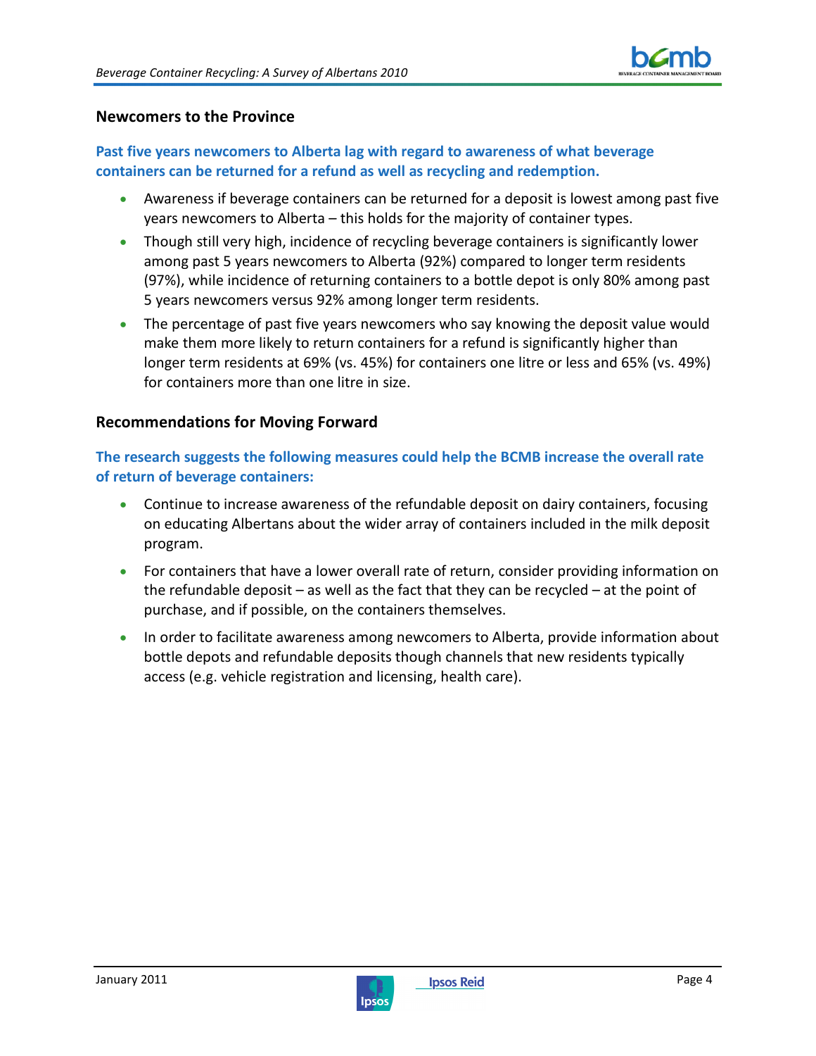### Newcomers to the Province

**Past five years newcomers to Alberta lag with regard to awareness of what beverage containers can be returned for a refund as well as recycling and redemption.**

- Awareness if beverage containers can be returned for a deposit is lowest among past five years newcomers to Alberta – this holds for the majority of container types.
- Though still very high, incidence of recycling beverage containers is significantly lower among past 5 years newcomers to Alberta (92%) compared to longer term residents (97%), while incidence of returning containers to a bottle depot is only 80% among past 5 years newcomers versus 92% among longer term residents.
- The percentage of past five years newcomers who say knowing the deposit value would make them more likely to return containers for a refund is significantly higher than longer term residents at 69% (vs. 45%) for containers one litre or less and 65% (vs. 49%) for containers more than one litre in size.

### Recommendations for Moving Forward

**The research suggests the following measures could help the BCMB increase the overall rate of return of beverage containers:**

- Continue to increase awareness of the refundable deposit on dairy containers, focusing on educating Albertans about the wider array of containers included in the milk deposit program.
- For containers that have a lower overall rate of return, consider providing information on the refundable deposit – as well as the fact that they can be recycled – at the point of purchase, and if possible, on the containers themselves.
- In order to facilitate awareness among newcomers to Alberta, provide information about bottle depots and refundable deposits though channels that new residents typically access (e.g. vehicle registration and licensing, health care).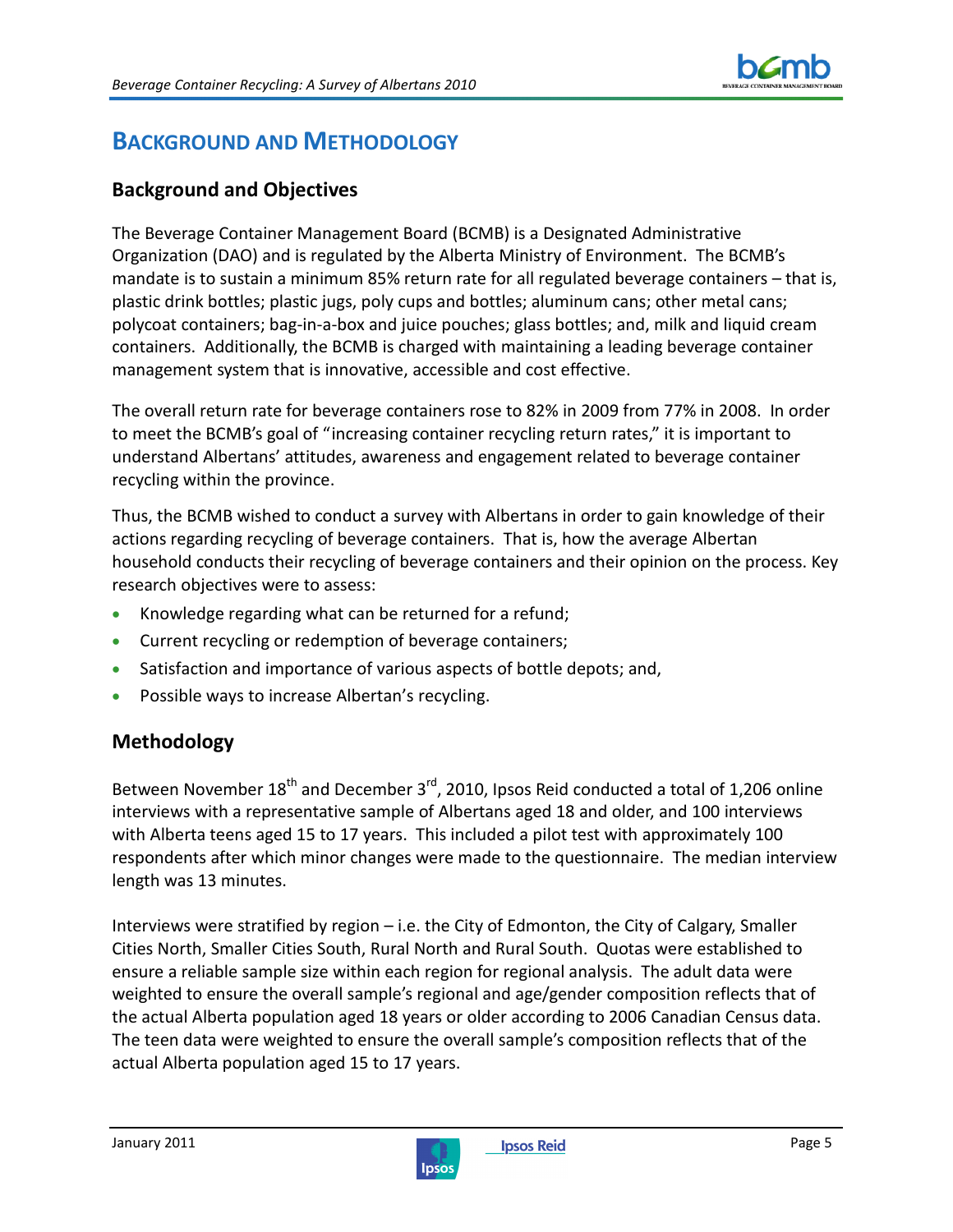# Background and Methodology

## Background and Objectives

The Beverage Container Management Board (BCMB) is a Designated Administrative Organization (DAO) and is regulated by the Alberta Ministry of Environment. The BCMB's mandate is to sustain a minimum 85% return rate for all regulated beverage containers – that is, plastic drink bottles; plastic jugs, poly cups and bottles; aluminum cans; other metal cans; polycoat containers; bag-in-a-box and juice pouches; glass bottles; and, milk and liquid cream containers. Additionally, the BCMB is charged with maintaining a leading beverage container management system that is innovative, accessible and cost effective.

The overall return rate for beverage containers rose to 82% in 2009 from 77% in 2008. In order to meet the BCMB's goal of "increasing container recycling return rates," it is important to understand Albertans' attitudes, awareness and engagement related to beverage container recycling within the province.

Thus, the BCMB wished to conduct a survey with Albertans in order to gain knowledge of their actions regarding recycling of beverage containers. That is, how the average Albertan household conducts their recycling of beverage containers and their opinion on the process. Key research objectives were to assess:

- Knowledge regarding what can be returned for a refund;
- Current recycling or redemption of beverage containers;
- Satisfaction and importance of various aspects of bottle depots; and,
- Possible ways to increase Albertan's recycling.

## Methodology

Between November 18th and December 3rd, 2010, Ipsos Reid conducted a total of 1,206 online interviews with a representative sample of Albertans aged 18 and older, and 100 interviews with Alberta teens aged 15 to 17 years. This included a pilot test with approximately 100 respondents after which minor changes were made to the questionnaire. The median interview length was 13 minutes.

Interviews were stratified by region – i.e. the City of Edmonton, the City of Calgary, Smaller Cities North, Smaller Cities South, Rural North and Rural South. Quotas were established to ensure a reliable sample size within each region for regional analysis. The adult data were weighted to ensure the overall sample's regional and age/gender composition reflects that of the actual Alberta population aged 18 years or older according to 2006 Canadian Census data. The teen data were weighted to ensure the overall sample's composition reflects that of the actual Alberta population aged 15 to 17 years.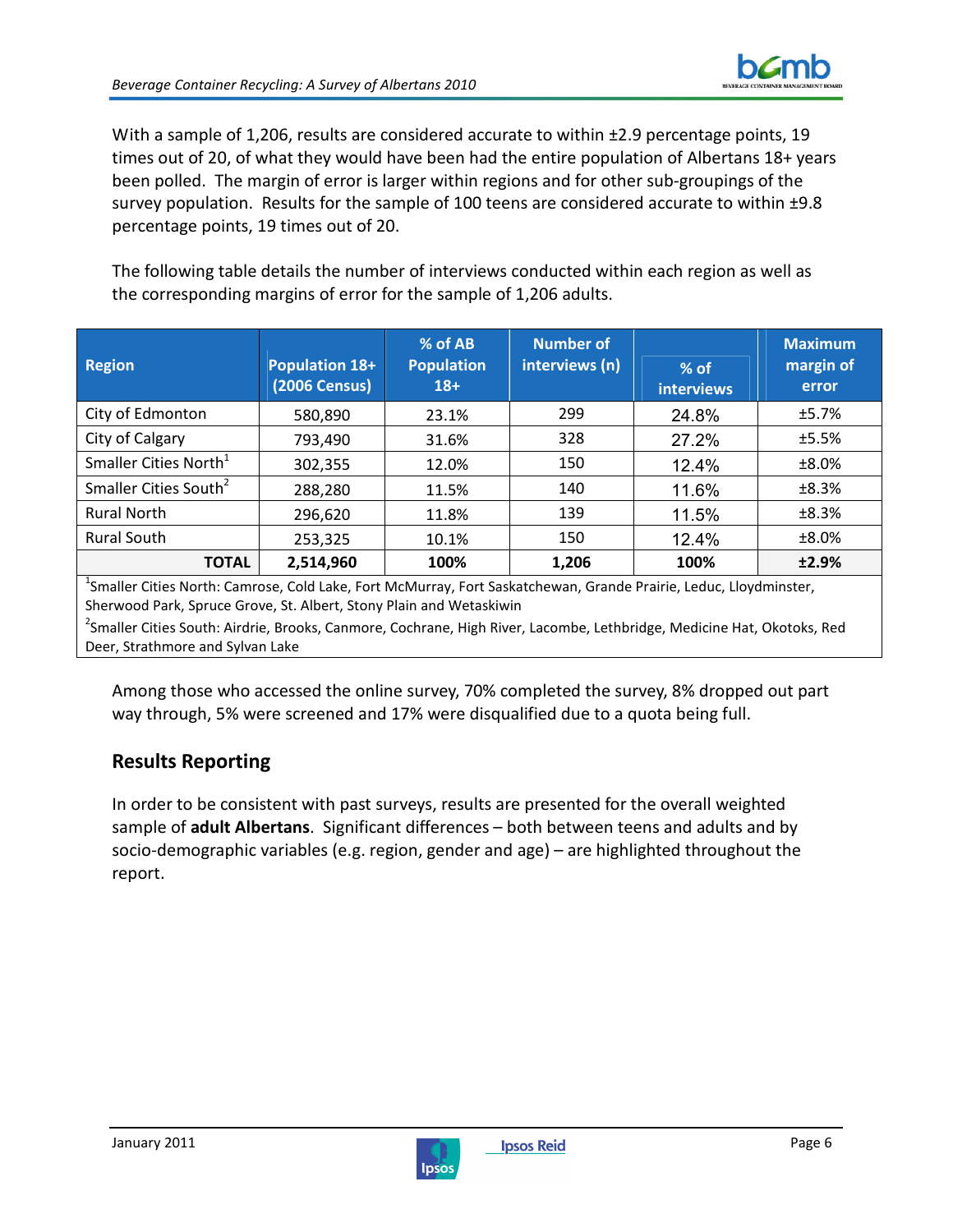With a sample of 1,206, results are considered accurate to within ±2.9 percentage points, 19 times out of 20, of what they would have been had the entire population of Albertans 18+ years been polled. The margin of error is larger within regions and for other sub-groupings of the survey population. Results for the sample of 100 teens are considered accurate to within ±9.8 percentage points, 19 times out of 20.

The following table details the number of interviews conducted within each region as well as the corresponding margins of error for the sample of 1,206 adults.

| Region | Population 18+ (2006 Census) | % of AB Population 18+ | Number of interviews (n) | % of interviews | Maximum margin of error |
|---|---|---|---|---|---|
| City of Edmonton | 580,890 | 23.1% | 299 | 24.8% | ±5.7% |
| City of Calgary | 793,490 | 31.6% | 328 | 27.2% | ±5.5% |
| Smaller Cities North[1] | 302,355 | 12.0% | 150 | 12.4% | ±8.0% |
| Smaller Cities South[2] | 288,280 | 11.5% | 140 | 11.6% | ±8.3% |
| Rural North | 296,620 | 11.8% | 139 | 11.5% | ±8.3% |
| Rural South | 253,325 | 10.1% | 150 | 12.4% | ±8.0% |
| **TOTAL** | **2,514,960** | **100%** | **1,206** | **100%** | **±2.9%** |

[1]Smaller Cities North: Camrose, Cold Lake, Fort McMurray, Fort Saskatchewan, Grande Prairie, Leduc, Lloydminster, Sherwood Park, Spruce Grove, St. Albert, Stony Plain and Wetaskiwin

[2]Smaller Cities South: Airdrie, Brooks, Canmore, Cochrane, High River, Lacombe, Lethbridge, Medicine Hat, Okotoks, Red Deer, Strathmore and Sylvan Lake

Among those who accessed the online survey, 70% completed the survey, 8% dropped out part way through, 5% were screened and 17% were disqualified due to a quota being full.

## Results Reporting

In order to be consistent with past surveys, results are presented for the overall weighted sample of **adult Albertans**. Significant differences – both between teens and adults and by socio-demographic variables (e.g. region, gender and age) – are highlighted throughout the report.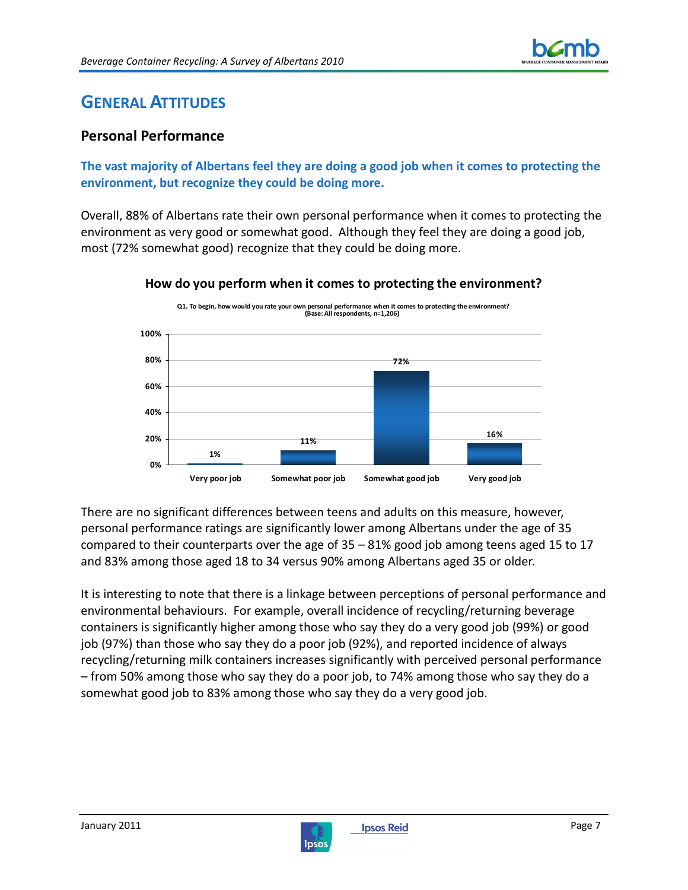# General Attitudes

## Personal Performance

**The vast majority of Albertans feel they are doing a good job when it comes to protecting the environment, but recognize they could be doing more.**

Overall, 88% of Albertans rate their own personal performance when it comes to protecting the environment as very good or somewhat good. Although they feel they are doing a good job, most (72% somewhat good) recognize that they could be doing more.

**How do you perform when it comes to protecting the environment?**

Q1. To begin, how would you rate your own personal performance when it comes to protecting the environment? (Base: All respondents, n=1,206)

| Very poor job | Somewhat poor job | Somewhat good job | Very good job |
|---|---|---|---|
| 1% | 11% | 72% | 16% |

There are no significant differences between teens and adults on this measure, however, personal performance ratings are significantly lower among Albertans under the age of 35 compared to their counterparts over the age of 35 – 81% good job among teens aged 15 to 17 and 83% among those aged 18 to 34 versus 90% among Albertans aged 35 or older.

It is interesting to note that there is a linkage between perceptions of personal performance and environmental behaviours. For example, overall incidence of recycling/returning beverage containers is significantly higher among those who say they do a very good job (99%) or good job (97%) than those who say they do a poor job (92%), and reported incidence of always recycling/returning milk containers increases significantly with perceived personal performance – from 50% among those who say they do a poor job, to 74% among those who say they do a somewhat good job to 83% among those who say they do a very good job.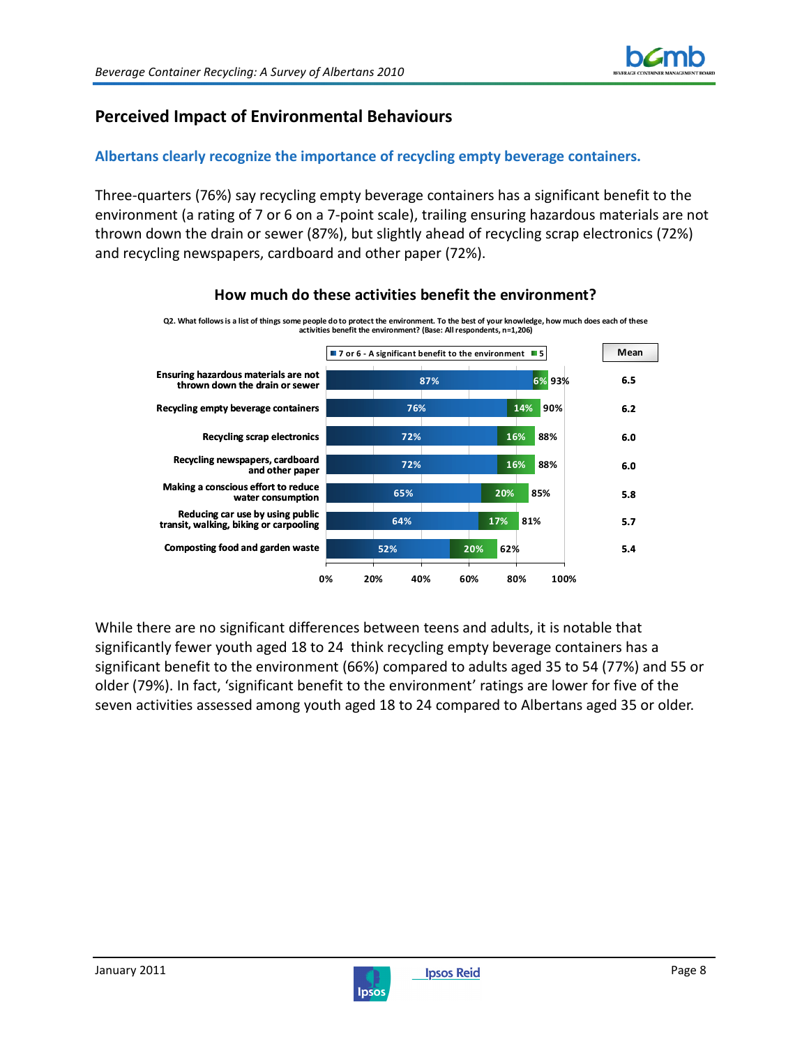## Perceived Impact of Environmental Behaviours

**Albertans clearly recognize the importance of recycling empty beverage containers.**

Three-quarters (76%) say recycling empty beverage containers has a significant benefit to the environment (a rating of 7 or 6 on a 7-point scale), trailing ensuring hazardous materials are not thrown down the drain or sewer (87%), but slightly ahead of recycling scrap electronics (72%) and recycling newspapers, cardboard and other paper (72%).

### How much do these activities benefit the environment?

Q2. What follows is a list of things some people do to protect the environment. To the best of your knowledge, how much does each of these activities benefit the environment? (Base: All respondents, n=1,206)

| Activity | 7 or 6 - A significant benefit to the environment | 5 | Total | Mean |
|---|---|---|---|---|
| Ensuring hazardous materials are not thrown down the drain or sewer | 87% | 6% | 93% | 6.5 |
| Recycling empty beverage containers | 76% | 14% | 90% | 6.2 |
| Recycling scrap electronics | 72% | 16% | 88% | 6.0 |
| Recycling newspapers, cardboard and other paper | 72% | 16% | 88% | 6.0 |
| Making a conscious effort to reduce water consumption | 65% | 20% | 85% | 5.8 |
| Reducing car use by using public transit, walking, biking or carpooling | 64% | 17% | 81% | 5.7 |
| Composting food and garden waste | 52% | 20% | 62% | 5.4 |

While there are no significant differences between teens and adults, it is notable that significantly fewer youth aged 18 to 24 think recycling empty beverage containers has a significant benefit to the environment (66%) compared to adults aged 35 to 54 (77%) and 55 or older (79%). In fact, 'significant benefit to the environment' ratings are lower for five of the seven activities assessed among youth aged 18 to 24 compared to Albertans aged 35 or older.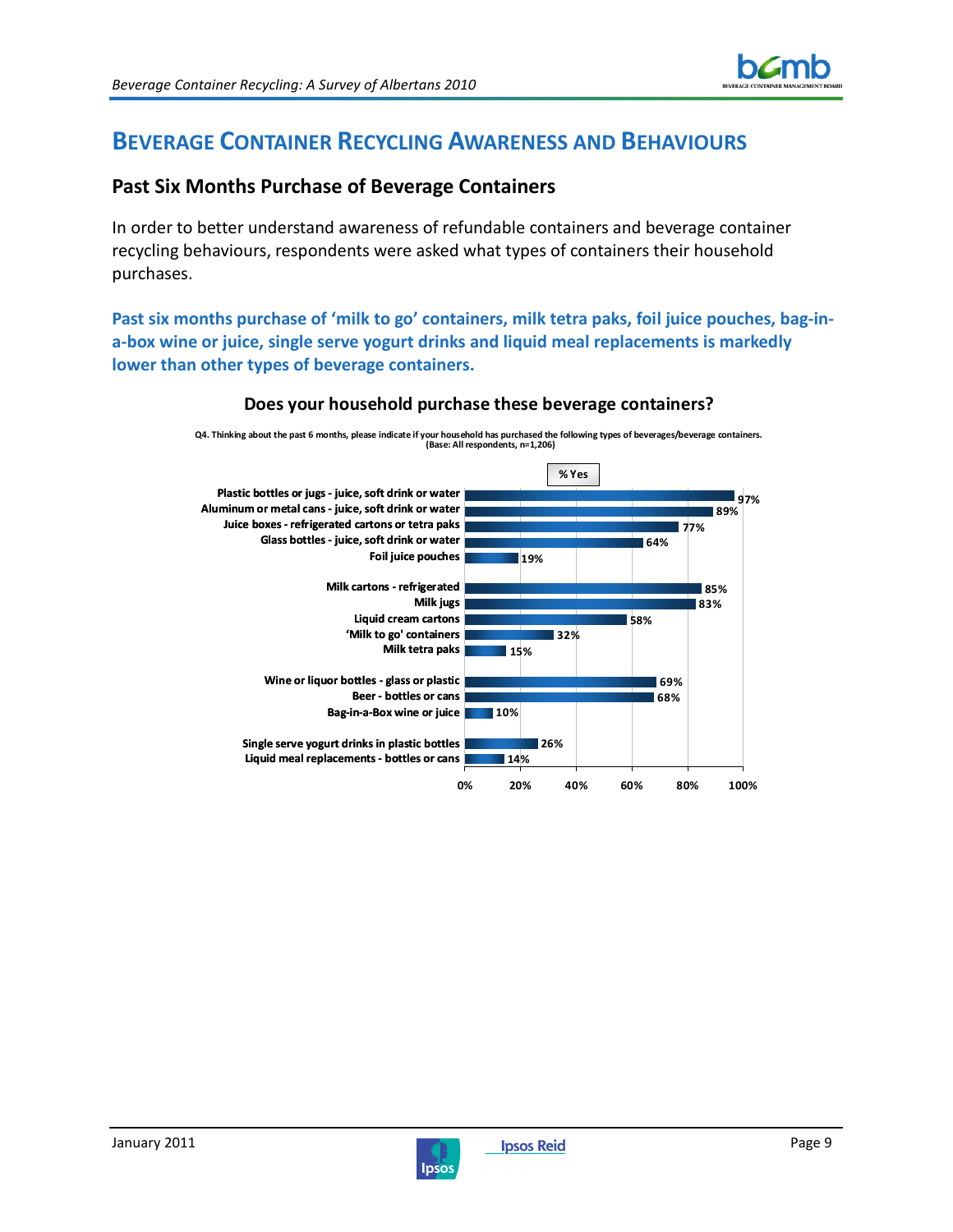# BEVERAGE CONTAINER RECYCLING AWARENESS AND BEHAVIOURS

## Past Six Months Purchase of Beverage Containers

In order to better understand awareness of refundable containers and beverage container recycling behaviours, respondents were asked what types of containers their household purchases.

**Past six months purchase of 'milk to go' containers, milk tetra paks, foil juice pouches, bag-in-a-box wine or juice, single serve yogurt drinks and liquid meal replacements is markedly lower than other types of beverage containers.**

**Does your household purchase these beverage containers?**

Q4. Thinking about the past 6 months, please indicate if your household has purchased the following types of beverages/beverage containers.
(Base: All respondents, n=1,206)

| Container type | % Yes |
|---|---|
| Plastic bottles or jugs - juice, soft drink or water | 97% |
| Aluminum or metal cans - juice, soft drink or water | 89% |
| Juice boxes - refrigerated cartons or tetra paks | 77% |
| Glass bottles - juice, soft drink or water | 64% |
| Foil juice pouches | 19% |
| Milk cartons - refrigerated | 85% |
| Milk jugs | 83% |
| Liquid cream cartons | 58% |
| 'Milk to go' containers | 32% |
| Milk tetra paks | 15% |
| Wine or liquor bottles - glass or plastic | 69% |
| Beer - bottles or cans | 68% |
| Bag-in-a-Box wine or juice | 10% |
| Single serve yogurt drinks in plastic bottles | 26% |
| Liquid meal replacements - bottles or cans | 14% |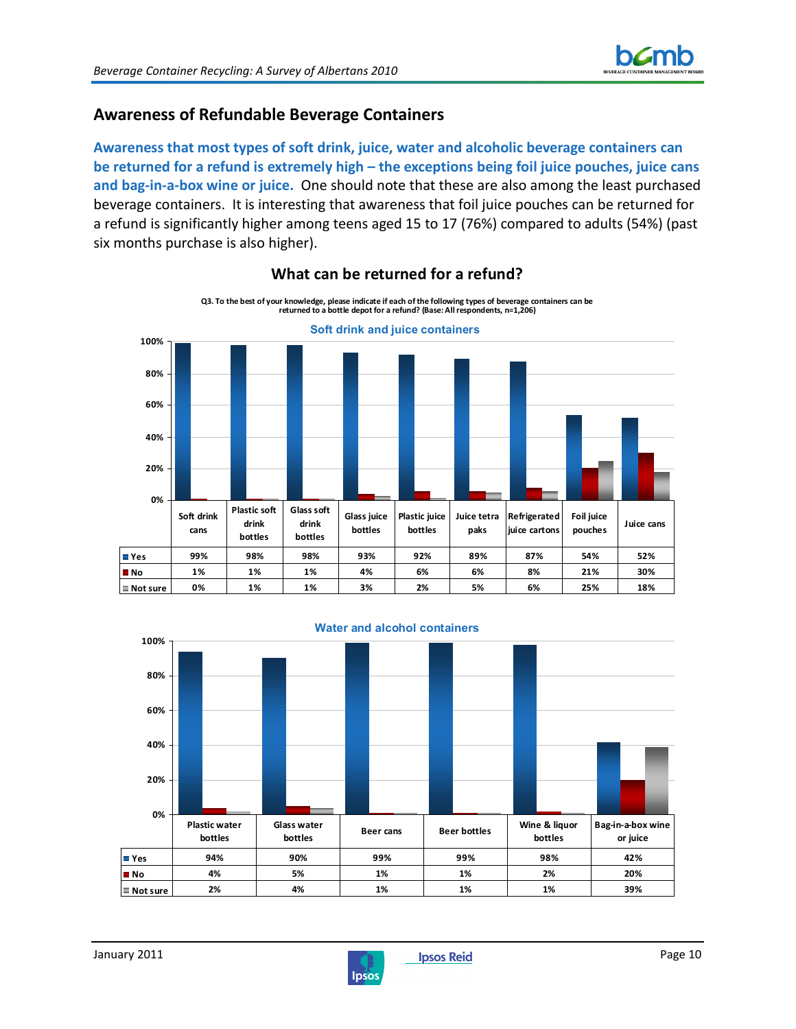## Awareness of Refundable Beverage Containers

**Awareness that most types of soft drink, juice, water and alcoholic beverage containers can be returned for a refund is extremely high – the exceptions being foil juice pouches, juice cans and bag-in-a-box wine or juice.** One should note that these are also among the least purchased beverage containers. It is interesting that awareness that foil juice pouches can be returned for a refund is significantly higher among teens aged 15 to 17 (76%) compared to adults (54%) (past six months purchase is also higher).

### What can be returned for a refund?

Q3. To the best of your knowledge, please indicate if each of the following types of beverage containers can be returned to a bottle depot for a refund? (Base: All respondents, n=1,206)

**Soft drink and juice containers**

| | Soft drink cans | Plastic soft drink bottles | Glass soft drink bottles | Glass juice bottles | Plastic juice bottles | Juice tetra paks | Refrigerated juice cartons | Foil juice pouches | Juice cans |
|---|---|---|---|---|---|---|---|---|---|
| Yes | 99% | 98% | 98% | 93% | 92% | 89% | 87% | 54% | 52% |
| No | 1% | 1% | 1% | 4% | 6% | 6% | 8% | 21% | 30% |
| Not sure | 0% | 1% | 1% | 3% | 2% | 5% | 6% | 25% | 18% |

**Water and alcohol containers**

| | Plastic water bottles | Glass water bottles | Beer cans | Beer bottles | Wine & liquor bottles | Bag-in-a-box wine or juice |
|---|---|---|---|---|---|---|
| Yes | 94% | 90% | 99% | 99% | 98% | 42% |
| No | 4% | 5% | 1% | 1% | 2% | 20% |
| Not sure | 2% | 4% | 1% | 1% | 1% | 39% |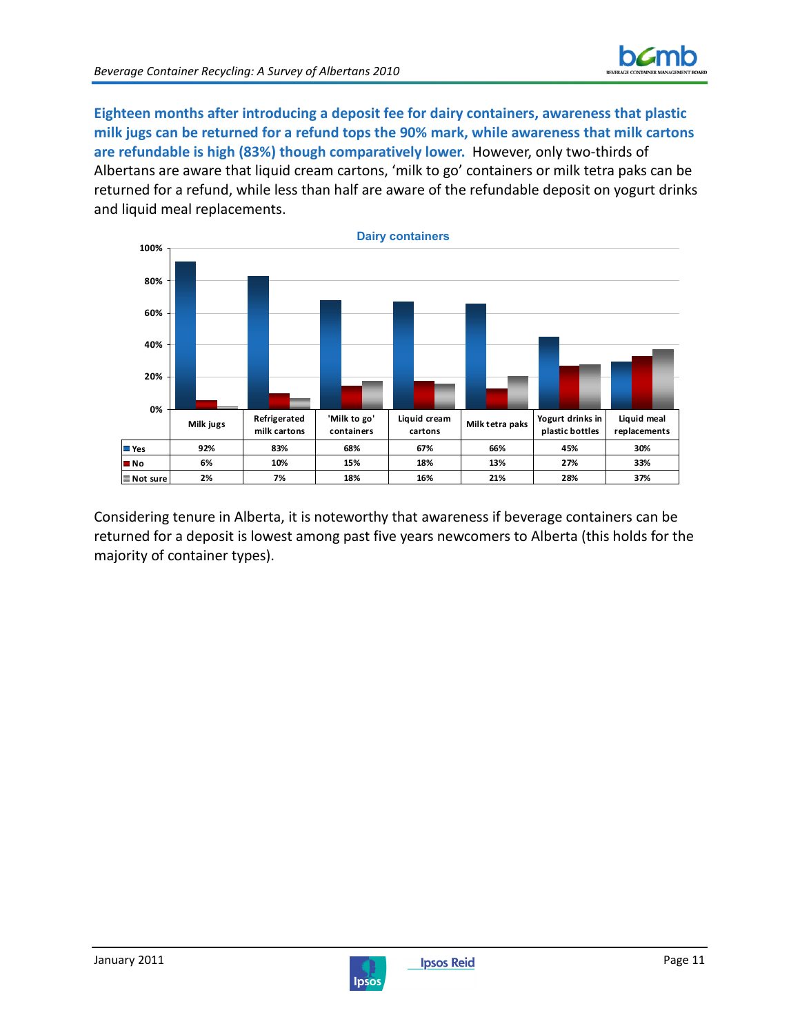**Eighteen months after introducing a deposit fee for dairy containers, awareness that plastic milk jugs can be returned for a refund tops the 90% mark, while awareness that milk cartons are refundable is high (83%) though comparatively lower.** However, only two-thirds of Albertans are aware that liquid cream cartons, 'milk to go' containers or milk tetra paks can be returned for a refund, while less than half are aware of the refundable deposit on yogurt drinks and liquid meal replacements.

**Dairy containers**

| | Milk jugs | Refrigerated milk cartons | 'Milk to go' containers | Liquid cream cartons | Milk tetra paks | Yogurt drinks in plastic bottles | Liquid meal replacements |
|---|---|---|---|---|---|---|---|
| Yes | 92% | 83% | 68% | 67% | 66% | 45% | 30% |
| No | 6% | 10% | 15% | 18% | 13% | 27% | 33% |
| Not sure | 2% | 7% | 18% | 16% | 21% | 28% | 37% |

Considering tenure in Alberta, it is noteworthy that awareness if beverage containers can be returned for a deposit is lowest among past five years newcomers to Alberta (this holds for the majority of container types).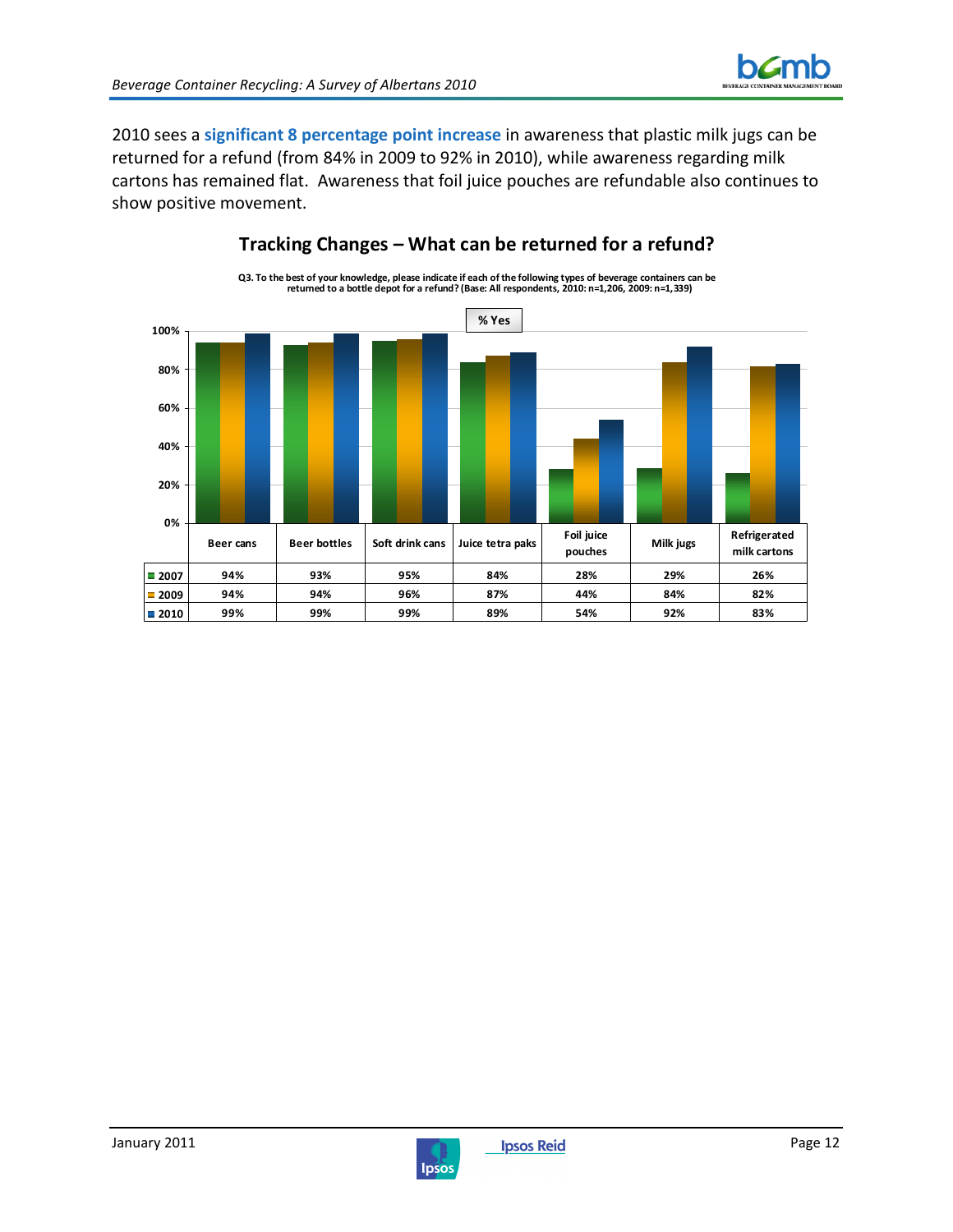2010 sees a **significant 8 percentage point increase** in awareness that plastic milk jugs can be returned for a refund (from 84% in 2009 to 92% in 2010), while awareness regarding milk cartons has remained flat. Awareness that foil juice pouches are refundable also continues to show positive movement.

## Tracking Changes – What can be returned for a refund?

**Q3. To the best of your knowledge, please indicate if each of the following types of beverage containers can be returned to a bottle depot for a refund? (Base: All respondents, 2010: n=1,206, 2009: n=1,339)**

**% Yes**

| | Beer cans | Beer bottles | Soft drink cans | Juice tetra paks | Foil juice pouches | Milk jugs | Refrigerated milk cartons |
|---|---|---|---|---|---|---|---|
| 2007 | 94% | 93% | 95% | 84% | 28% | 29% | 26% |
| 2009 | 94% | 94% | 96% | 87% | 44% | 84% | 82% |
| 2010 | 99% | 99% | 99% | 89% | 54% | 92% | 83% |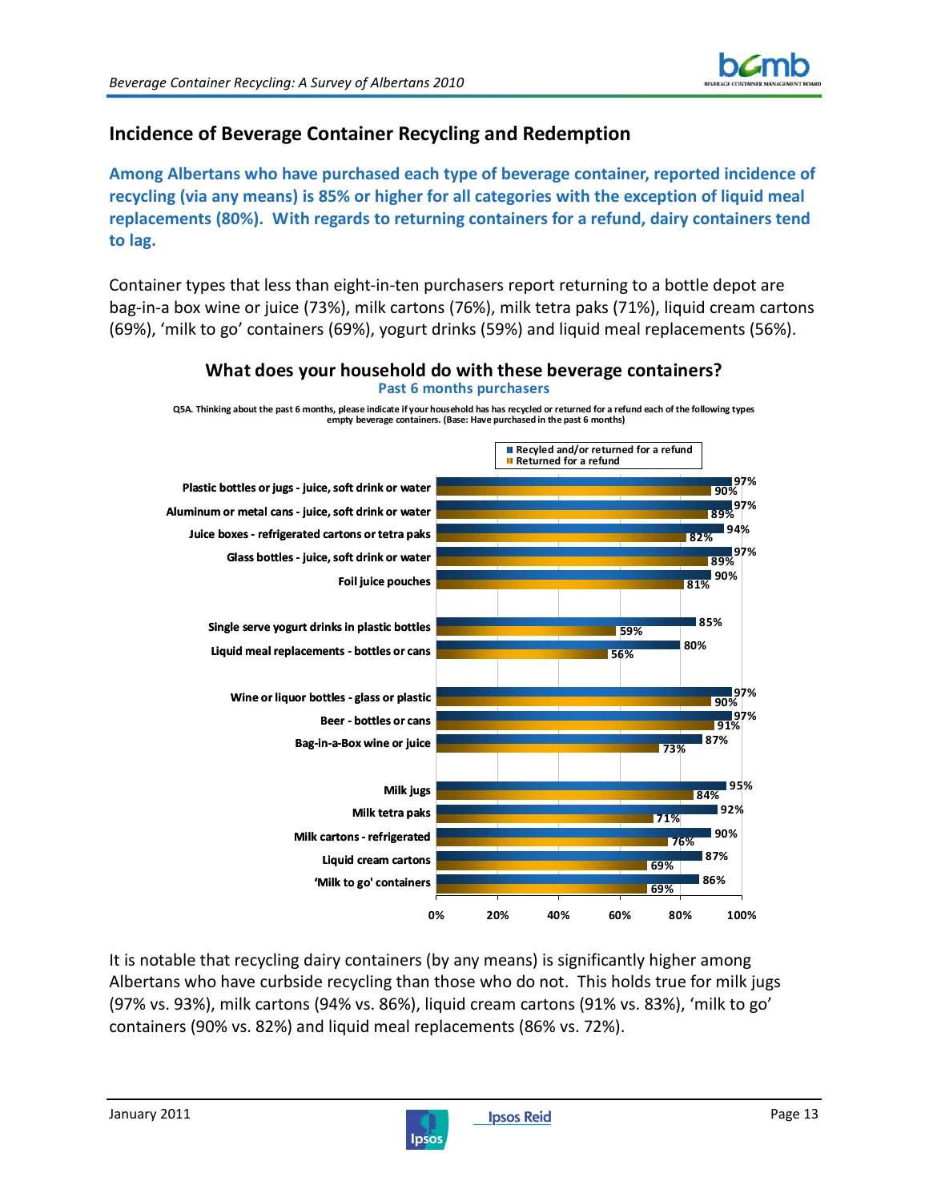## Incidence of Beverage Container Recycling and Redemption

**Among Albertans who have purchased each type of beverage container, reported incidence of recycling (via any means) is 85% or higher for all categories with the exception of liquid meal replacements (80%). With regards to returning containers for a refund, dairy containers tend to lag.**

Container types that less than eight-in-ten purchasers report returning to a bottle depot are bag-in-a box wine or juice (73%), milk cartons (76%), milk tetra paks (71%), liquid cream cartons (69%), 'milk to go' containers (69%), yogurt drinks (59%) and liquid meal replacements (56%).

**What does your household do with these beverage containers?**

Past 6 months purchasers

Q5A. Thinking about the past 6 months, please indicate if your household has has recycled or returned for a refund each of the following types empty beverage containers. (Base: Have purchased in the past 6 months)

| Container type | Recyled and/or returned for a refund | Returned for a refund |
|---|---|---|
| Plastic bottles or jugs - juice, soft drink or water | 97% | 90% |
| Aluminum or metal cans - juice, soft drink or water | 97% | 89% |
| Juice boxes - refrigerated cartons or tetra paks | 94% | 82% |
| Glass bottles - juice, soft drink or water | 97% | 89% |
| Foil juice pouches | 90% | 81% |
| Single serve yogurt drinks in plastic bottles | 85% | 59% |
| Liquid meal replacements - bottles or cans | 80% | 56% |
| Wine or liquor bottles - glass or plastic | 97% | 90% |
| Beer - bottles or cans | 97% | 91% |
| Bag-in-a-Box wine or juice | 87% | 73% |
| Milk jugs | 95% | 84% |
| Milk tetra paks | 92% | 71% |
| Milk cartons - refrigerated | 90% | 76% |
| Liquid cream cartons | 87% | 69% |
| 'Milk to go' containers | 86% | 69% |

It is notable that recycling dairy containers (by any means) is significantly higher among Albertans who have curbside recycling than those who do not. This holds true for milk jugs (97% vs. 93%), milk cartons (94% vs. 86%), liquid cream cartons (91% vs. 83%), 'milk to go' containers (90% vs. 82%) and liquid meal replacements (86% vs. 72%).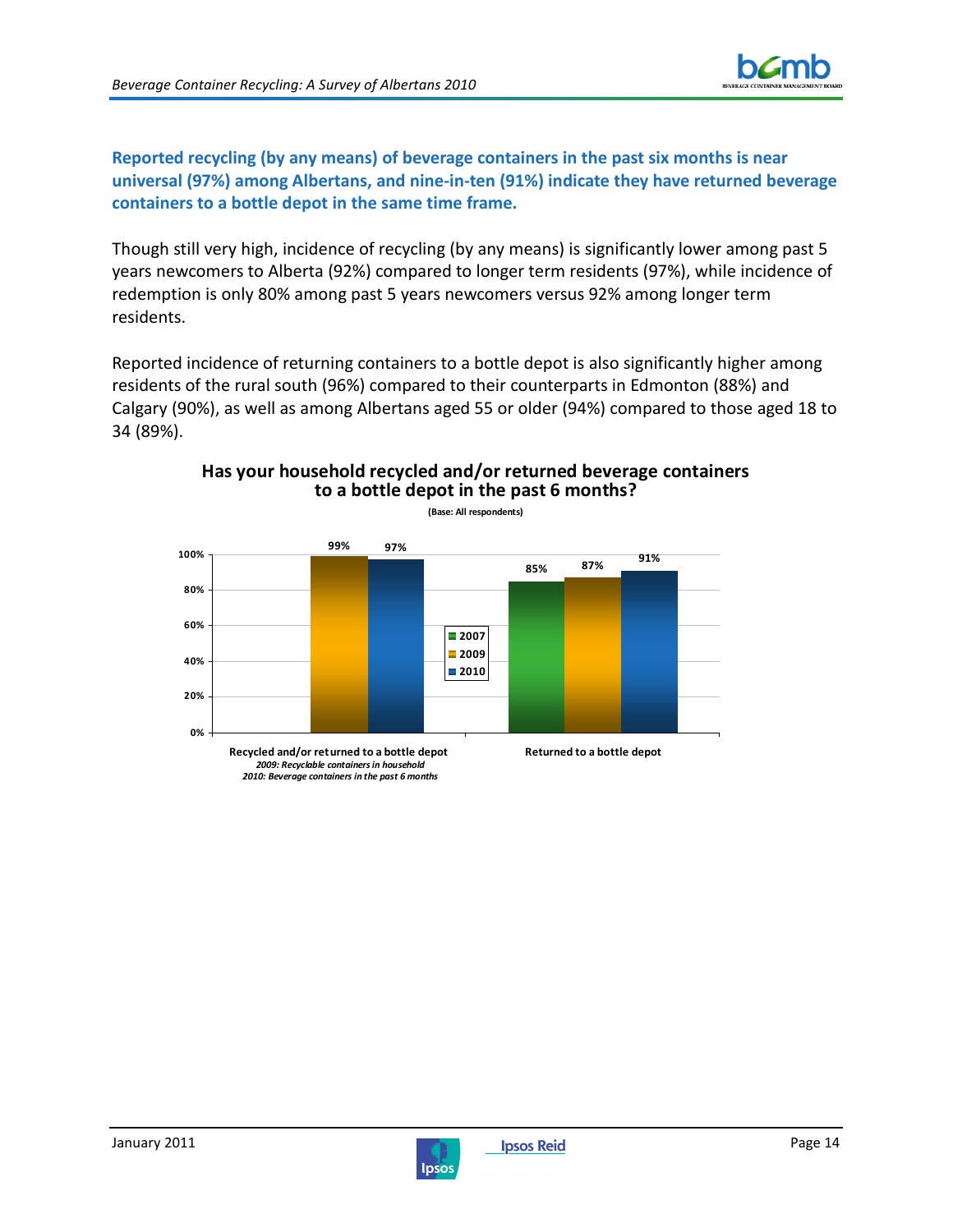**Reported recycling (by any means) of beverage containers in the past six months is near universal (97%) among Albertans, and nine-in-ten (91%) indicate they have returned beverage containers to a bottle depot in the same time frame.**

Though still very high, incidence of recycling (by any means) is significantly lower among past 5 years newcomers to Alberta (92%) compared to longer term residents (97%), while incidence of redemption is only 80% among past 5 years newcomers versus 92% among longer term residents.

Reported incidence of returning containers to a bottle depot is also significantly higher among residents of the rural south (96%) compared to their counterparts in Edmonton (88%) and Calgary (90%), as well as among Albertans aged 55 or older (94%) compared to those aged 18 to 34 (89%).

**Has your household recycled and/or returned beverage containers to a bottle depot in the past 6 months?**

**(Base: All respondents)**

| | 2007 | 2009 | 2010 |
|---|---|---|---|
| Recycled and/or returned to a bottle depot (*2009: Recyclable containers in household*; *2010: Beverage containers in the past 6 months*) | | 99% | 97% |
| Returned to a bottle depot | 85% | 87% | 91% |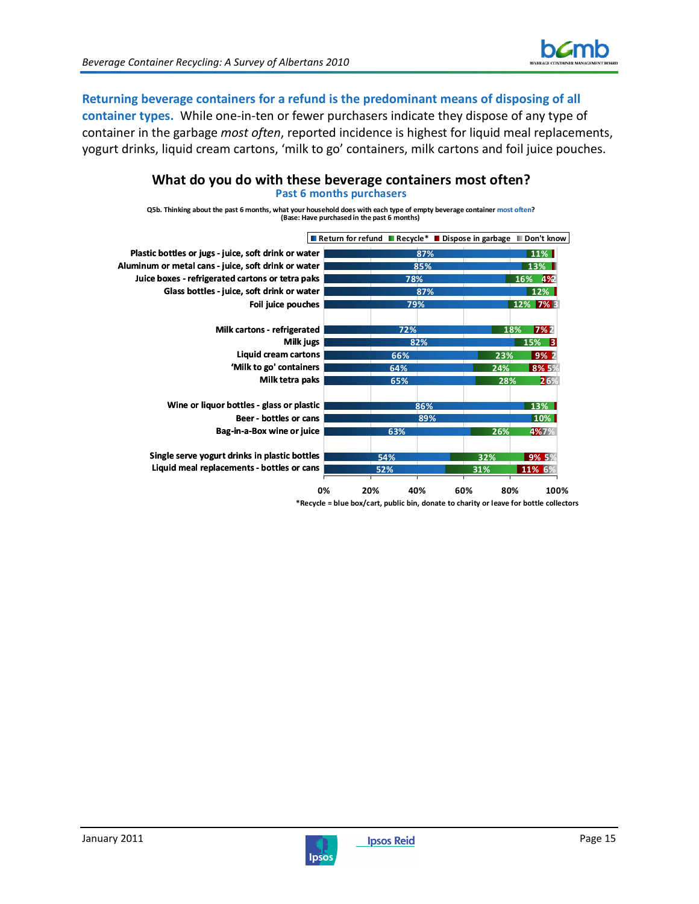**Returning beverage containers for a refund is the predominant means of disposing of all container types.** While one-in-ten or fewer purchasers indicate they dispose of any type of container in the garbage *most often*, reported incidence is highest for liquid meal replacements, yogurt drinks, liquid cream cartons, 'milk to go' containers, milk cartons and foil juice pouches.

## What do you do with these beverage containers most often?

Past 6 months purchasers

Q5b. Thinking about the past 6 months, what your household does with each type of empty beverage container most often? (Base: Have purchased in the past 6 months)

| Container type | Return for refund | Recycle* | Dispose in garbage | Don't know |
|---|---|---|---|---|
| Plastic bottles or jugs - juice, soft drink or water | 87% | 11% | | |
| Aluminum or metal cans - juice, soft drink or water | 85% | 13% | | |
| Juice boxes - refrigerated cartons or tetra paks | 78% | 16% | 4% | 2 |
| Glass bottles - juice, soft drink or water | 87% | 12% | | |
| Foil juice pouches | 79% | 12% | 7% | 3 |
| Milk cartons - refrigerated | 72% | 18% | 7% | 2 |
| Milk jugs | 82% | 15% | 3 | |
| Liquid cream cartons | 66% | 23% | 9% | 2 |
| 'Milk to go' containers | 64% | 24% | 8% | 5% |
| Milk tetra paks | 65% | 28% | 2 | 6% |
| Wine or liquor bottles - glass or plastic | 86% | 13% | | |
| Beer - bottles or cans | 89% | 10% | | |
| Bag-in-a-Box wine or juice | 63% | 26% | 4% | 7% |
| Single serve yogurt drinks in plastic bottles | 54% | 32% | 9% | 5% |
| Liquid meal replacements - bottles or cans | 52% | 31% | 11% | 6% |

*Recycle = blue box/cart, public bin, donate to charity or leave for bottle collectors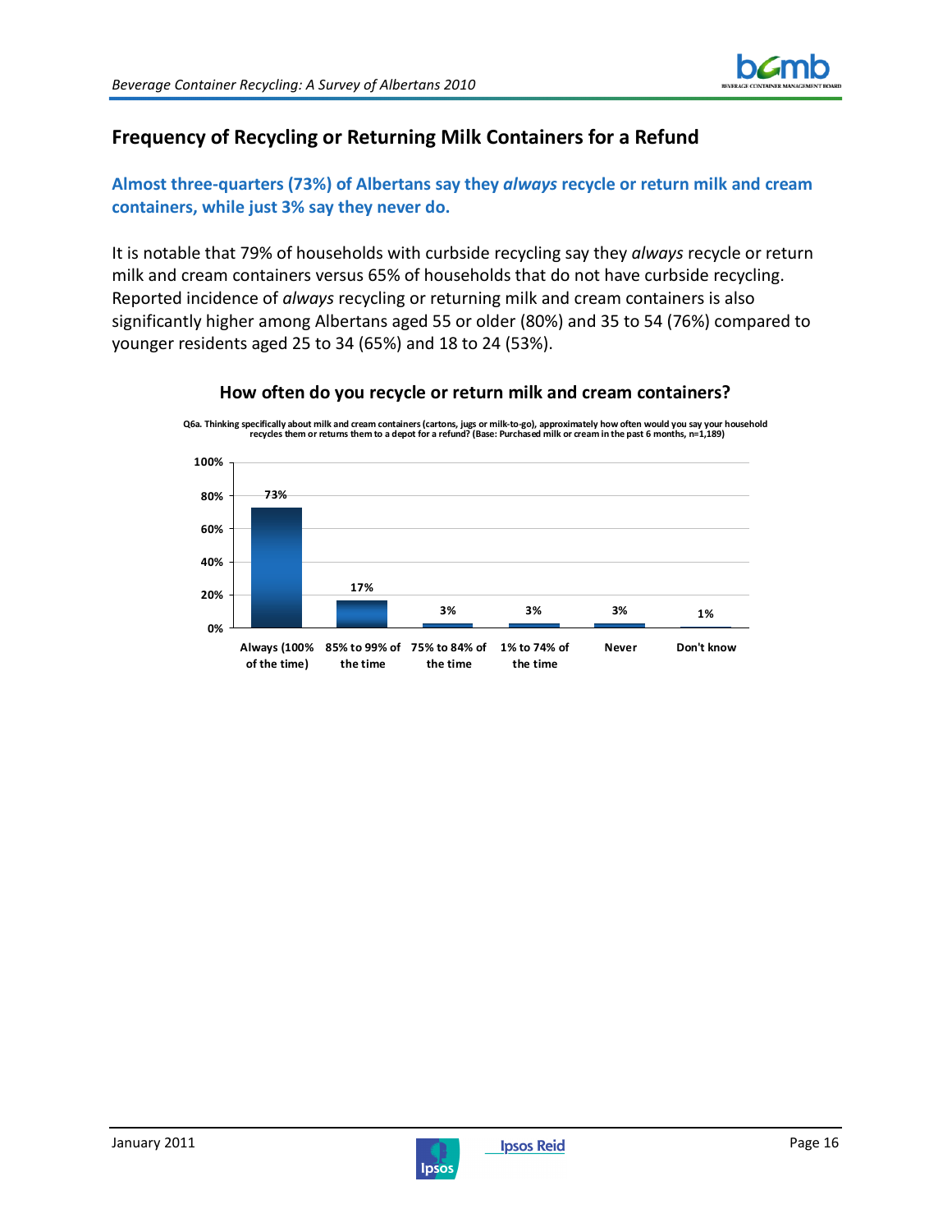## Frequency of Recycling or Returning Milk Containers for a Refund

**Almost three-quarters (73%) of Albertans say they *always* recycle or return milk and cream containers, while just 3% say they never do.**

It is notable that 79% of households with curbside recycling say they *always* recycle or return milk and cream containers versus 65% of households that do not have curbside recycling. Reported incidence of *always* recycling or returning milk and cream containers is also significantly higher among Albertans aged 55 or older (80%) and 35 to 54 (76%) compared to younger residents aged 25 to 34 (65%) and 18 to 24 (53%).

### How often do you recycle or return milk and cream containers?

Q6a. Thinking specifically about milk and cream containers (cartons, jugs or milk-to-go), approximately how often would you say your household recycles them or returns them to a depot for a refund? (Base: Purchased milk or cream in the past 6 months, n=1,189)

| Response | % |
| --- | --- |
| Always (100% of the time) | 73% |
| 85% to 99% of the time | 17% |
| 75% to 84% of the time | 3% |
| 1% to 74% of the time | 3% |
| Never | 3% |
| Don't know | 1% |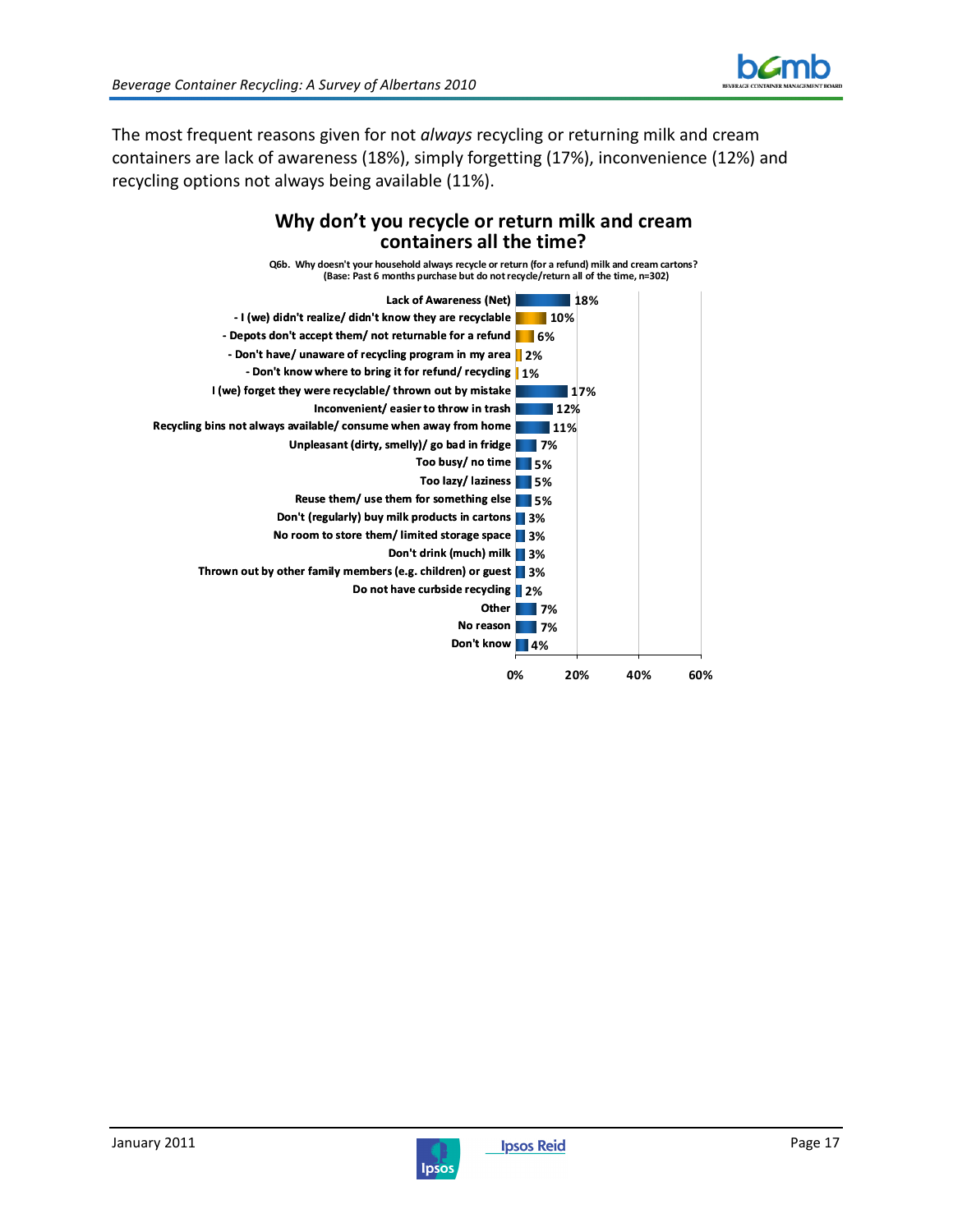The most frequent reasons given for not *always* recycling or returning milk and cream containers are lack of awareness (18%), simply forgetting (17%), inconvenience (12%) and recycling options not always being available (11%).

## Why don't you recycle or return milk and cream containers all the time?

Q6b. Why doesn't your household always recycle or return (for a refund) milk and cream cartons?
(Base: Past 6 months purchase but do not recycle/return all of the time, n=302)

| Reason | % |
|---|---|
| Lack of Awareness (Net) | 18% |
| - I (we) didn't realize/ didn't know they are recyclable | 10% |
| - Depots don't accept them/ not returnable for a refund | 6% |
| - Don't have/ unaware of recycling program in my area | 2% |
| - Don't know where to bring it for refund/ recycling | 1% |
| I (we) forget they were recyclable/ thrown out by mistake | 17% |
| Inconvenient/ easier to throw in trash | 12% |
| Recycling bins not always available/ consume when away from home | 11% |
| Unpleasant (dirty, smelly)/ go bad in fridge | 7% |
| Too busy/ no time | 5% |
| Too lazy/ laziness | 5% |
| Reuse them/ use them for something else | 5% |
| Don't (regularly) buy milk products in cartons | 3% |
| No room to store them/ limited storage space | 3% |
| Don't drink (much) milk | 3% |
| Thrown out by other family members (e.g. children) or guest | 3% |
| Do not have curbside recycling | 2% |
| Other | 7% |
| No reason | 7% |
| Don't know | 4% |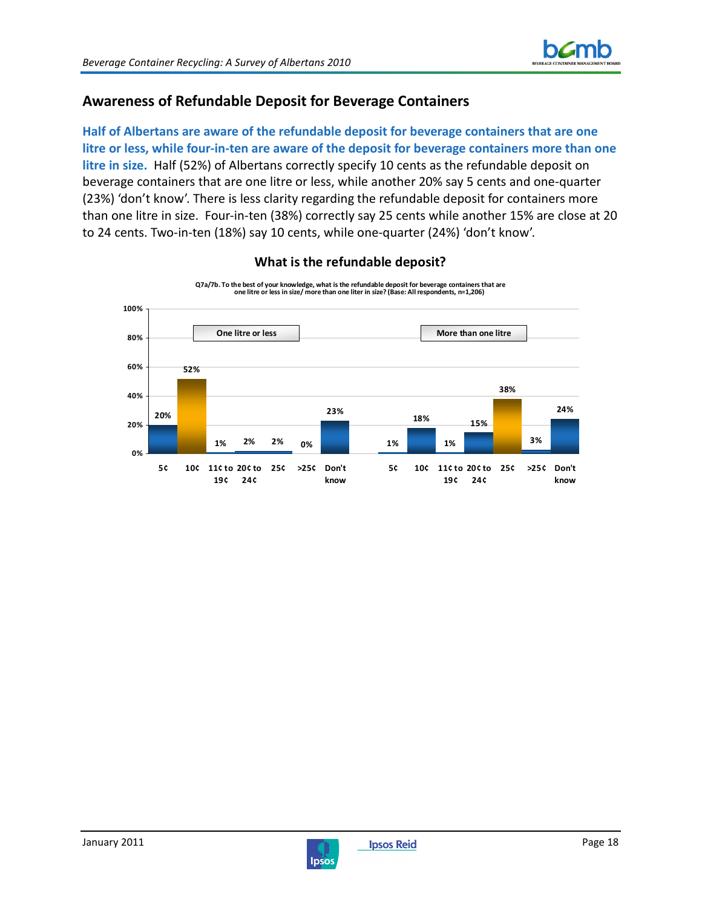## Awareness of Refundable Deposit for Beverage Containers

**Half of Albertans are aware of the refundable deposit for beverage containers that are one litre or less, while four-in-ten are aware of the deposit for beverage containers more than one litre in size.** Half (52%) of Albertans correctly specify 10 cents as the refundable deposit on beverage containers that are one litre or less, while another 20% say 5 cents and one-quarter (23%) 'don't know'. There is less clarity regarding the refundable deposit for containers more than one litre in size. Four-in-ten (38%) correctly say 25 cents while another 15% are close at 20 to 24 cents. Two-in-ten (18%) say 10 cents, while one-quarter (24%) 'don't know'.

### What is the refundable deposit?

Q7a/7b. To the best of your knowledge, what is the refundable deposit for beverage containers that are one litre or less in size/ more than one liter in size? (Base: All respondents, n=1,206)

| | 5¢ | 10¢ | 11¢ to 19¢ | 20¢ to 24¢ | 25¢ | >25¢ | Don't know |
|---|---|---|---|---|---|---|---|
| One litre or less | 20% | 52% | 1% | 2% | 2% | 0% | 23% |
| More than one litre | 1% | 18% | 1% | 15% | 38% | 3% | 24% |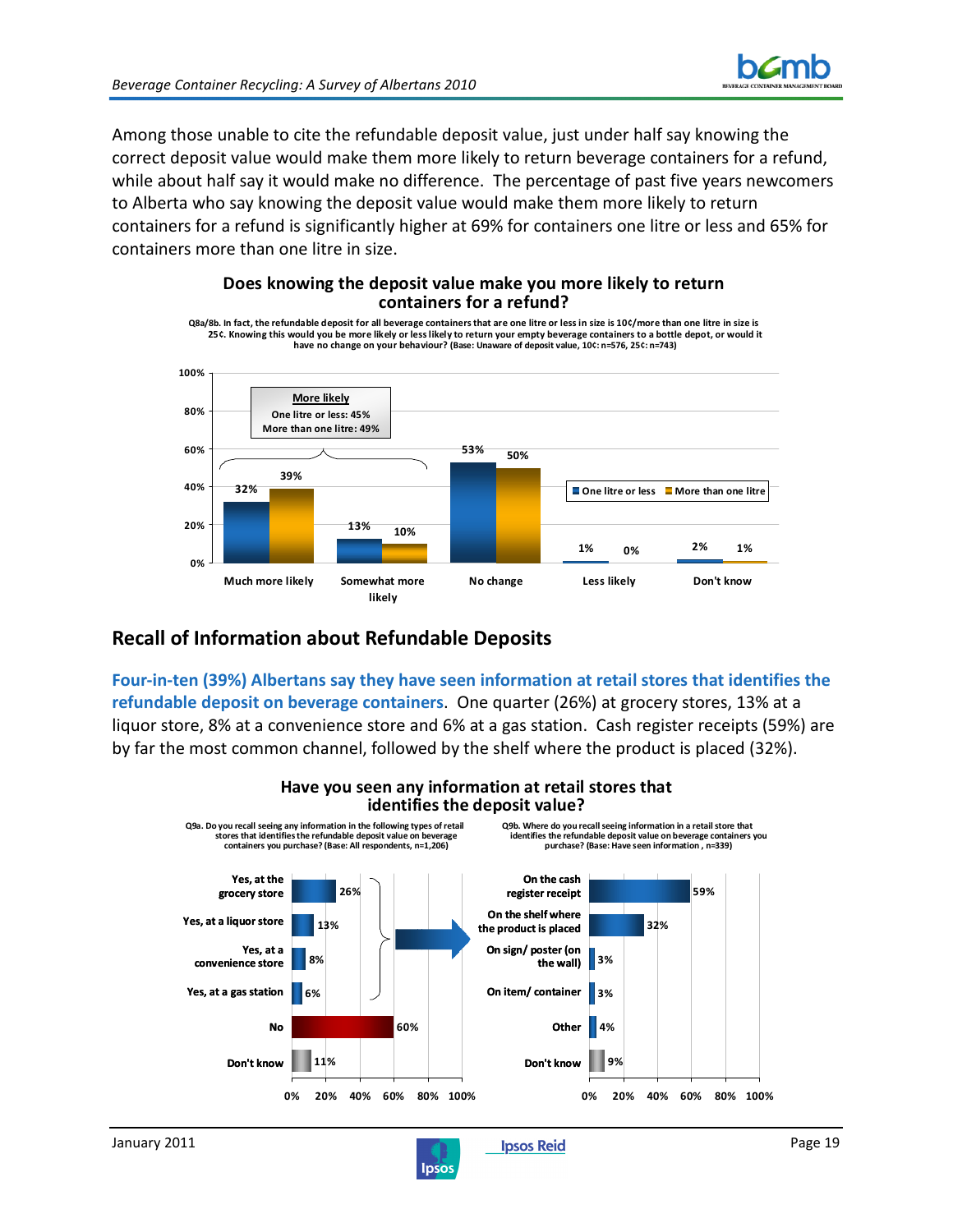Among those unable to cite the refundable deposit value, just under half say knowing the correct deposit value would make them more likely to return beverage containers for a refund, while about half say it would make no difference. The percentage of past five years newcomers to Alberta who say knowing the deposit value would make them more likely to return containers for a refund is significantly higher at 69% for containers one litre or less and 65% for containers more than one litre in size.

**Does knowing the deposit value make you more likely to return containers for a refund?**

Q8a/8b. In fact, the refundable deposit for all beverage containers that are one litre or less in size is 10¢/more than one litre in size is 25¢. Knowing this would you be more likely or less likely to return your empty beverage containers to a bottle depot, or would it have no change on your behaviour? (Base: Unaware of deposit value, 10¢: n=576, 25¢: n=743)

| | One litre or less | More than one litre |
|---|---|---|
| Much more likely | 32% | 39% |
| Somewhat more likely | 13% | 10% |
| No change | 53% | 50% |
| Less likely | 1% | 0% |
| Don't know | 2% | 1% |

More likely: One litre or less: 45%; More than one litre: 49%

## Recall of Information about Refundable Deposits

**Four-in-ten (39%) Albertans say they have seen information at retail stores that identifies the refundable deposit on beverage containers**. One quarter (26%) at grocery stores, 13% at a liquor store, 8% at a convenience store and 6% at a gas station. Cash register receipts (59%) are by far the most common channel, followed by the shelf where the product is placed (32%).

**Have you seen any information at retail stores that identifies the deposit value?**

Q9a. Do you recall seeing any information in the following types of retail stores that identifies the refundable deposit value on beverage containers you purchase? (Base: All respondents, n=1,206)

| Response | % |
|---|---|
| Yes, at the grocery store | 26% |
| Yes, at a liquor store | 13% |
| Yes, at a convenience store | 8% |
| Yes, at a gas station | 6% |
| No | 60% |
| Don't know | 11% |

Q9b. Where do you recall seeing information in a retail store that identifies the refundable deposit value on beverage containers you purchase? (Base: Have seen information, n=339)

| Response | % |
|---|---|
| On the cash register receipt | 59% |
| On the shelf where the product is placed | 32% |
| On sign/ poster (on the wall) | 3% |
| On item/ container | 3% |
| Other | 4% |
| Don't know | 9% |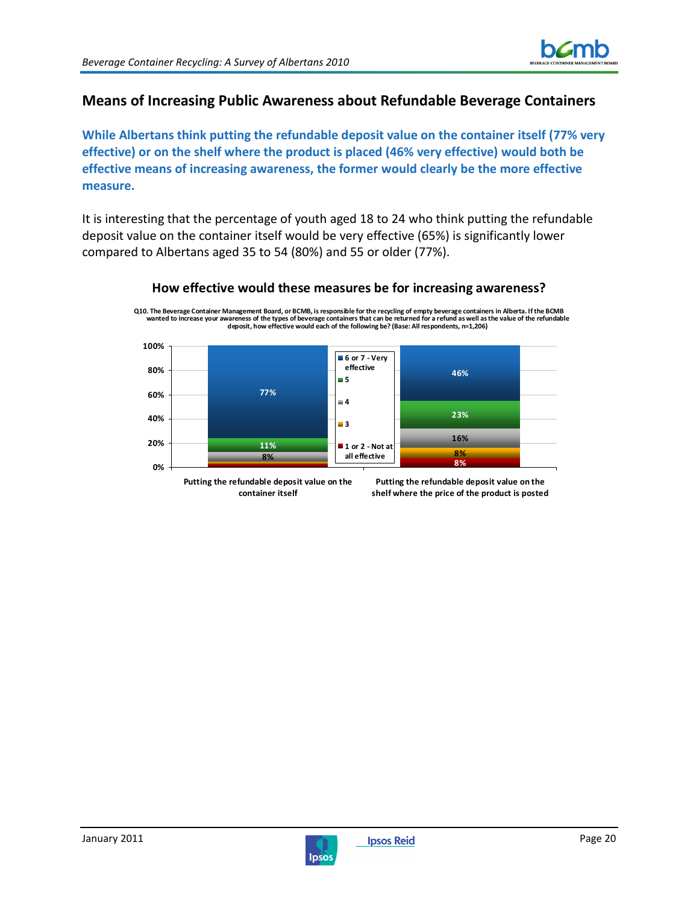## Means of Increasing Public Awareness about Refundable Beverage Containers

**While Albertans think putting the refundable deposit value on the container itself (77% very effective) or on the shelf where the product is placed (46% very effective) would both be effective means of increasing awareness, the former would clearly be the more effective measure.**

It is interesting that the percentage of youth aged 18 to 24 who think putting the refundable deposit value on the container itself would be very effective (65%) is significantly lower compared to Albertans aged 35 to 54 (80%) and 55 or older (77%).

### How effective would these measures be for increasing awareness?

Q10. The Beverage Container Management Board, or BCMB, is responsible for the recycling of empty beverage containers in Alberta. If the BCMB wanted to increase your awareness of the types of beverage containers that can be returned for a refund as well as the value of the refundable deposit, how effective would each of the following be? (Base: All respondents, n=1,206)

| | Putting the refundable deposit value on the container itself | Putting the refundable deposit value on the shelf where the price of the product is posted |
|---|---|---|
| 6 or 7 - Very effective | 77% | 46% |
| 5 | 11% | 23% |
| 4 | 8% | 16% |
| 3 | | 8% |
| 1 or 2 - Not at all effective | | 8% |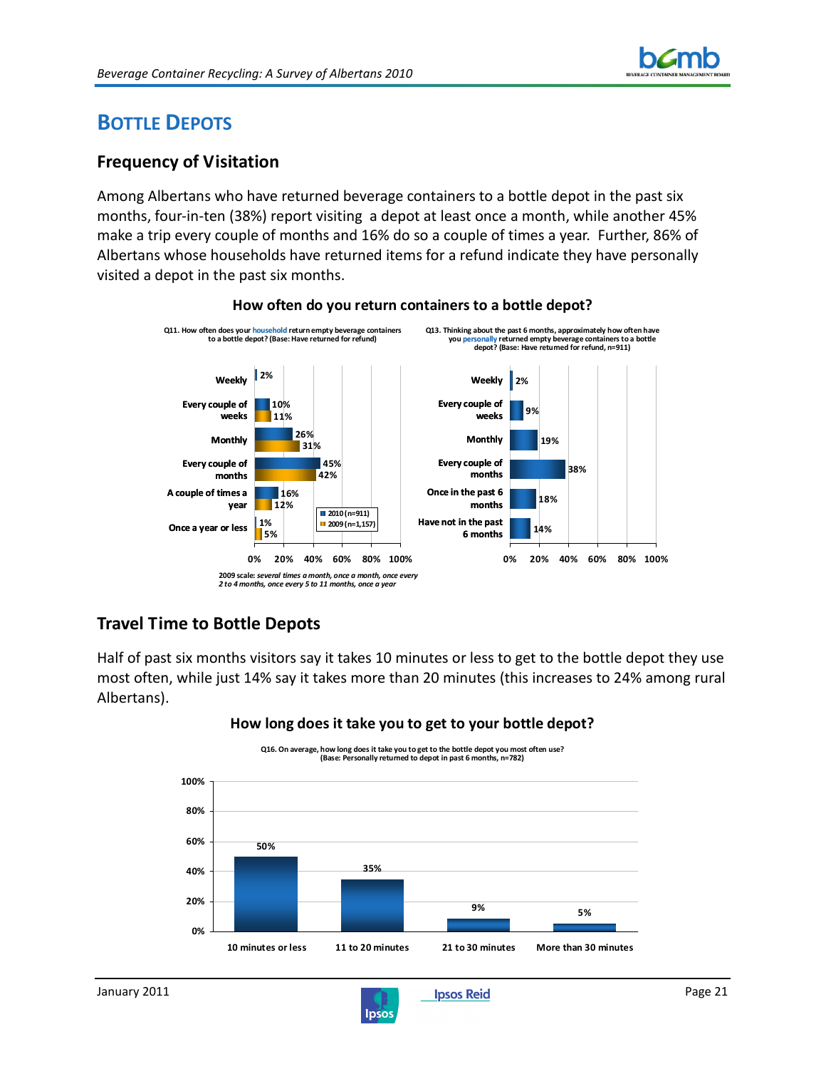## Bottle Depots

### Frequency of Visitation

Among Albertans who have returned beverage containers to a bottle depot in the past six months, four-in-ten (38%) report visiting a depot at least once a month, while another 45% make a trip every couple of months and 16% do so a couple of times a year. Further, 86% of Albertans whose households have returned items for a refund indicate they have personally visited a depot in the past six months.

**How often do you return containers to a bottle depot?**

Q11. How often does your household return empty beverage containers to a bottle depot? (Base: Have returned for refund)

| | 2010 (n=911) | 2009 (n=1,157) |
|---|---|---|
| Weekly | 2% | |
| Every couple of weeks | 10% | 11% |
| Monthly | 26% | 31% |
| Every couple of months | 45% | 42% |
| A couple of times a year | 16% | 12% |
| Once a year or less | 1% | 5% |

2009 scale: *several times a month, once a month, once every 2 to 4 months, once every 5 to 11 months, once a year*

Q13. Thinking about the past 6 months, approximately how often have you personally returned empty beverage containers to a bottle depot? (Base: Have returned for refund, n=911)

| | % |
|---|---|
| Weekly | 2% |
| Every couple of weeks | 9% |
| Monthly | 19% |
| Every couple of months | 38% |
| Once in the past 6 months | 18% |
| Have not in the past 6 months | 14% |

### Travel Time to Bottle Depots

Half of past six months visitors say it takes 10 minutes or less to get to the bottle depot they use most often, while just 14% say it takes more than 20 minutes (this increases to 24% among rural Albertans).

**How long does it take you to get to your bottle depot?**

Q16. On average, how long does it take you to get to the bottle depot you most often use? (Base: Personally returned to depot in past 6 months, n=782)

| 10 minutes or less | 11 to 20 minutes | 21 to 30 minutes | More than 30 minutes |
|---|---|---|---|
| 50% | 35% | 9% | 5% |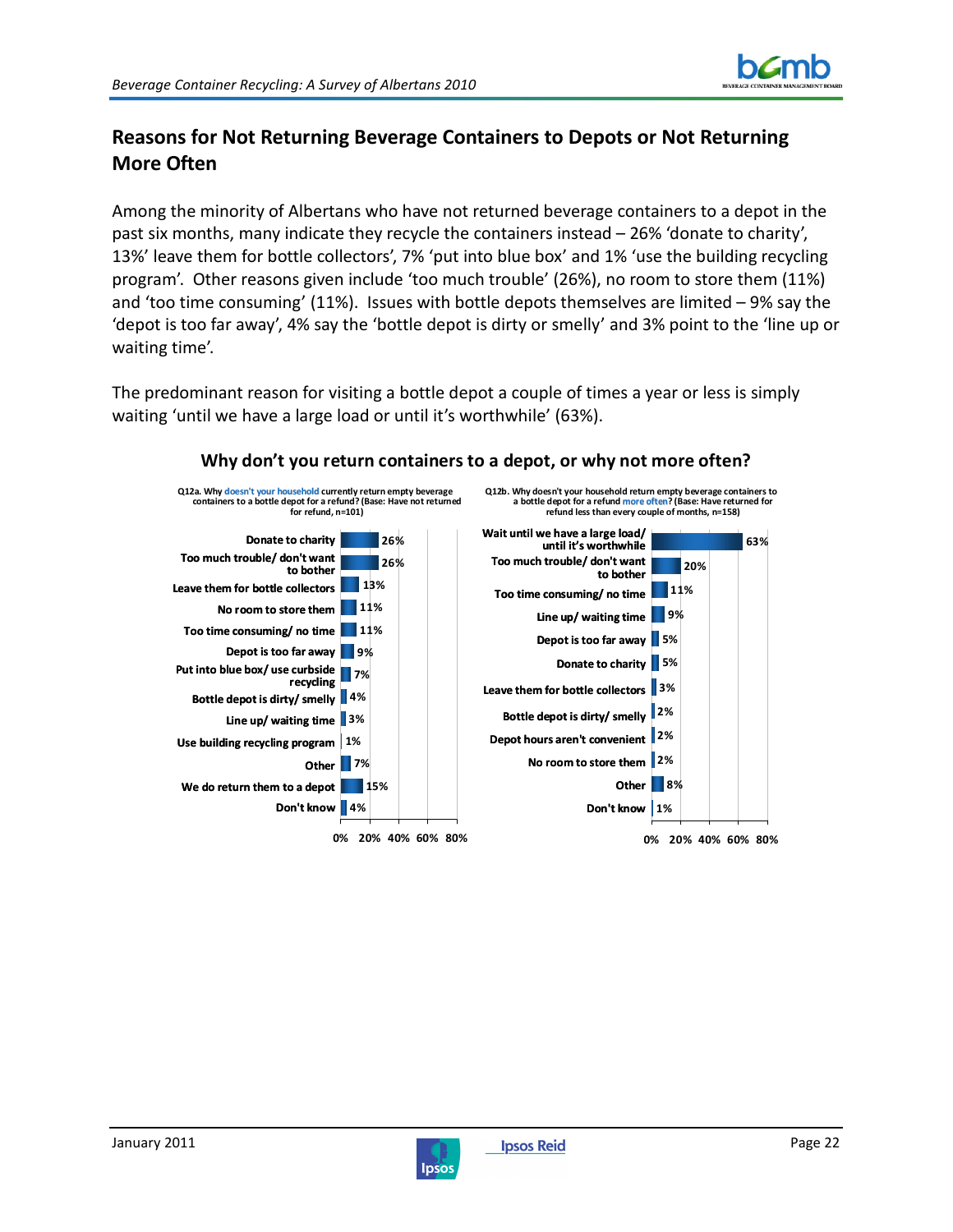## Reasons for Not Returning Beverage Containers to Depots or Not Returning More Often

Among the minority of Albertans who have not returned beverage containers to a depot in the past six months, many indicate they recycle the containers instead – 26% 'donate to charity', 13%' leave them for bottle collectors', 7% 'put into blue box' and 1% 'use the building recycling program'. Other reasons given include 'too much trouble' (26%), no room to store them (11%) and 'too time consuming' (11%). Issues with bottle depots themselves are limited – 9% say the 'depot is too far away', 4% say the 'bottle depot is dirty or smelly' and 3% point to the 'line up or waiting time'.

The predominant reason for visiting a bottle depot a couple of times a year or less is simply waiting 'until we have a large load or until it's worthwhile' (63%).

### Why don't you return containers to a depot, or why not more often?

Q12a. Why **doesn't your household** currently return empty beverage containers to a bottle depot for a refund? (Base: Have not returned for refund, n=101)

| Reason | % |
|---|---|
| Donate to charity | 26% |
| Too much trouble/ don't want to bother | 26% |
| Leave them for bottle collectors | 13% |
| No room to store them | 11% |
| Too time consuming/ no time | 11% |
| Depot is too far away | 9% |
| Put into blue box/ use curbside recycling | 7% |
| Bottle depot is dirty/ smelly | 4% |
| Line up/ waiting time | 3% |
| Use building recycling program | 1% |
| Other | 7% |
| We do return them to a depot | 15% |
| Don't know | 4% |

Q12b. Why doesn't your household return empty beverage containers to a bottle depot for a refund **more often**? (Base: Have returned for refund less than every couple of months, n=158)

| Reason | % |
|---|---|
| Wait until we have a large load/ until it's worthwhile | 63% |
| Too much trouble/ don't want to bother | 20% |
| Too time consuming/ no time | 11% |
| Line up/ waiting time | 9% |
| Depot is too far away | 5% |
| Donate to charity | 5% |
| Leave them for bottle collectors | 3% |
| Bottle depot is dirty/ smelly | 2% |
| Depot hours aren't convenient | 2% |
| No room to store them | 2% |
| Other | 8% |
| Don't know | 1% |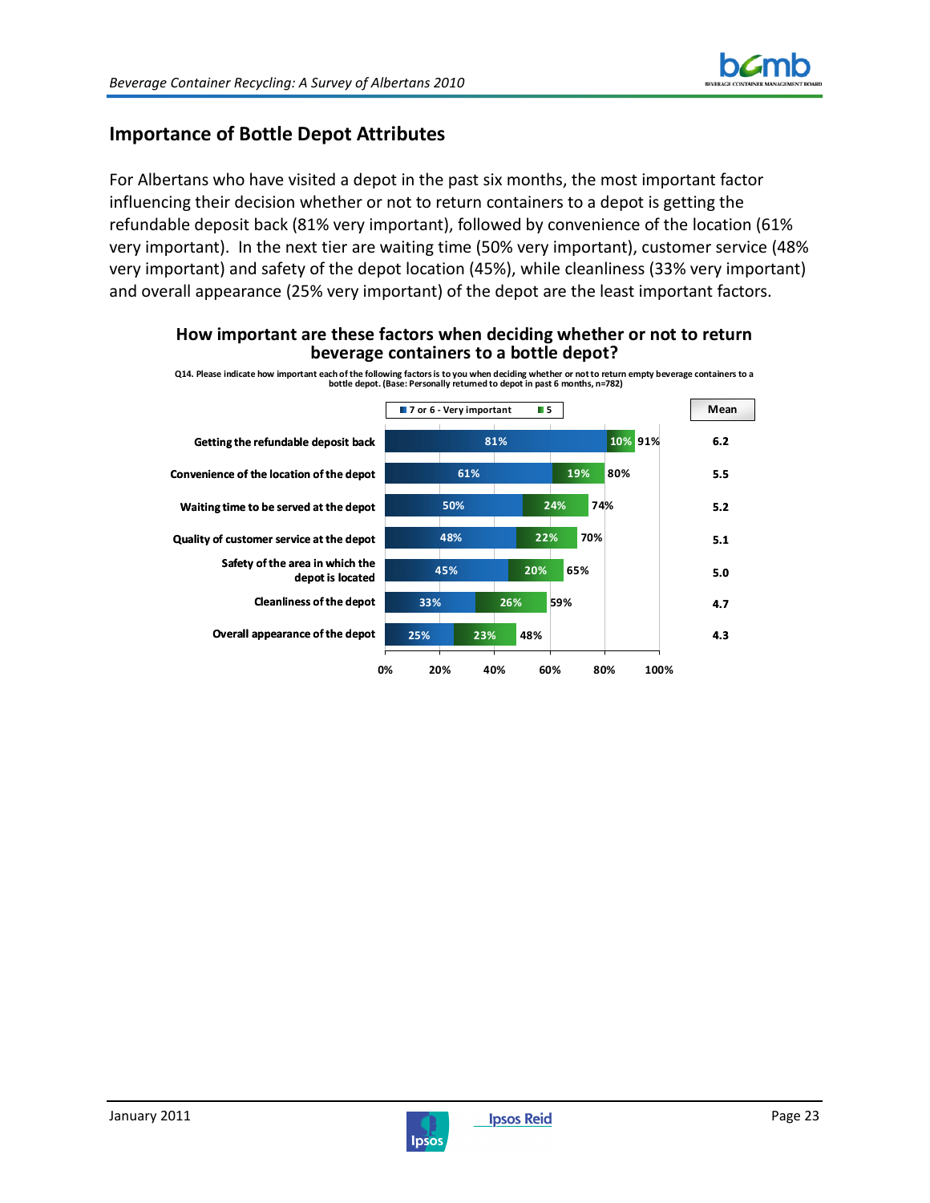## Importance of Bottle Depot Attributes

For Albertans who have visited a depot in the past six months, the most important factor influencing their decision whether or not to return containers to a depot is getting the refundable deposit back (81% very important), followed by convenience of the location (61% very important). In the next tier are waiting time (50% very important), customer service (48% very important) and safety of the depot location (45%), while cleanliness (33% very important) and overall appearance (25% very important) of the depot are the least important factors.

**How important are these factors when deciding whether or not to return beverage containers to a bottle depot?**

Q14. Please indicate how important each of the following factors is to you when deciding whether or not to return empty beverage containers to a bottle depot. (Base: Personally returned to depot in past 6 months, n=782)

| Factor | 7 or 6 - Very important | 5 | Total | Mean |
|---|---|---|---|---|
| Getting the refundable deposit back | 81% | 10% | 91% | 6.2 |
| Convenience of the location of the depot | 61% | 19% | 80% | 5.5 |
| Waiting time to be served at the depot | 50% | 24% | 74% | 5.2 |
| Quality of customer service at the depot | 48% | 22% | 70% | 5.1 |
| Safety of the area in which the depot is located | 45% | 20% | 65% | 5.0 |
| Cleanliness of the depot | 33% | 26% | 59% | 4.7 |
| Overall appearance of the depot | 25% | 23% | 48% | 4.3 |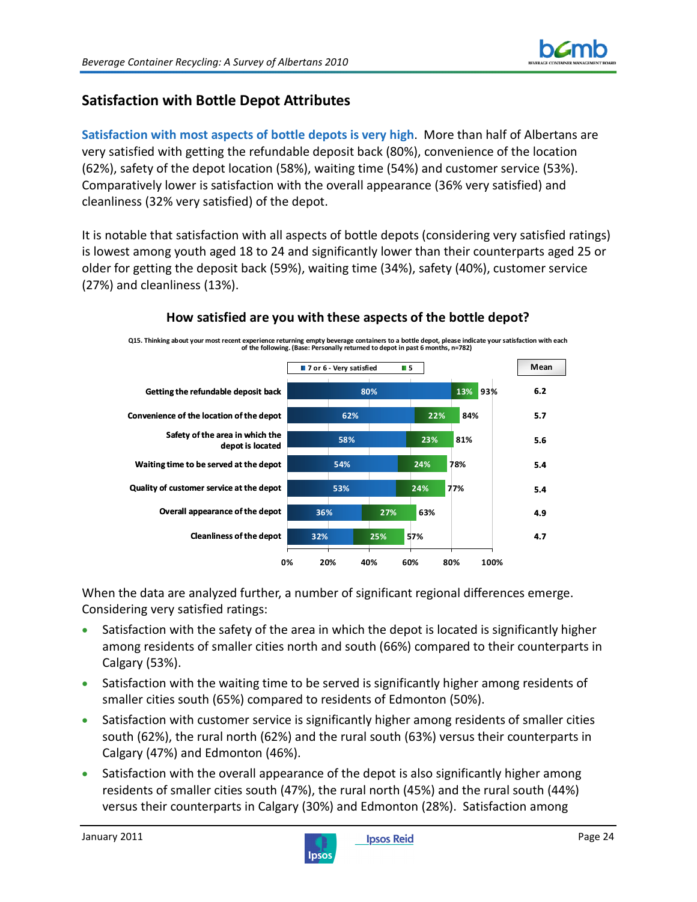## Satisfaction with Bottle Depot Attributes

**Satisfaction with most aspects of bottle depots is very high**. More than half of Albertans are very satisfied with getting the refundable deposit back (80%), convenience of the location (62%), safety of the depot location (58%), waiting time (54%) and customer service (53%). Comparatively lower is satisfaction with the overall appearance (36% very satisfied) and cleanliness (32% very satisfied) of the depot.

It is notable that satisfaction with all aspects of bottle depots (considering very satisfied ratings) is lowest among youth aged 18 to 24 and significantly lower than their counterparts aged 25 or older for getting the deposit back (59%), waiting time (34%), safety (40%), customer service (27%) and cleanliness (13%).

### How satisfied are you with these aspects of the bottle depot?

Q15. Thinking about your most recent experience returning empty beverage containers to a bottle depot, please indicate your satisfaction with each of the following. (Base: Personally returned to depot in past 6 months, n=782)

| Aspect | 7 or 6 - Very satisfied | 5 | Total | Mean |
|---|---|---|---|---|
| Getting the refundable deposit back | 80% | 13% | 93% | 6.2 |
| Convenience of the location of the depot | 62% | 22% | 84% | 5.7 |
| Safety of the area in which the depot is located | 58% | 23% | 81% | 5.6 |
| Waiting time to be served at the depot | 54% | 24% | 78% | 5.4 |
| Quality of customer service at the depot | 53% | 24% | 77% | 5.4 |
| Overall appearance of the depot | 36% | 27% | 63% | 4.9 |
| Cleanliness of the depot | 32% | 25% | 57% | 4.7 |

When the data are analyzed further, a number of significant regional differences emerge. Considering very satisfied ratings:

- Satisfaction with the safety of the area in which the depot is located is significantly higher among residents of smaller cities north and south (66%) compared to their counterparts in Calgary (53%).
- Satisfaction with the waiting time to be served is significantly higher among residents of smaller cities south (65%) compared to residents of Edmonton (50%).
- Satisfaction with customer service is significantly higher among residents of smaller cities south (62%), the rural north (62%) and the rural south (63%) versus their counterparts in Calgary (47%) and Edmonton (46%).
- Satisfaction with the overall appearance of the depot is also significantly higher among residents of smaller cities south (47%), the rural north (45%) and the rural south (44%) versus their counterparts in Calgary (30%) and Edmonton (28%). Satisfaction among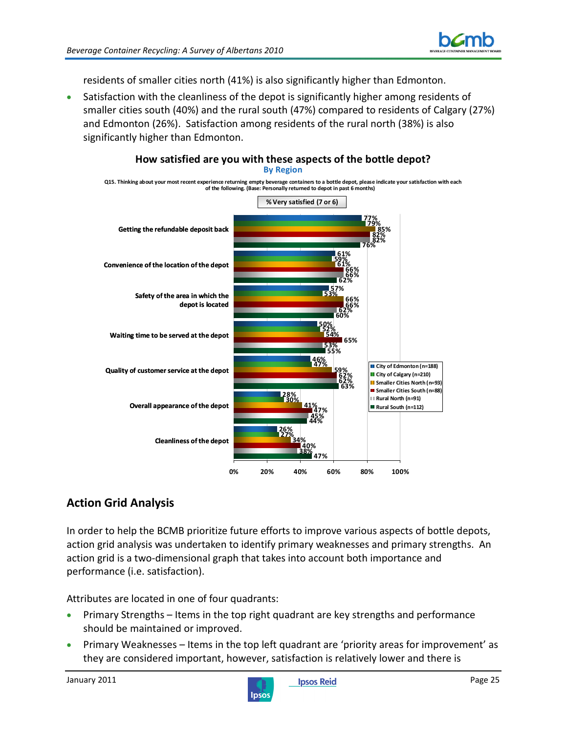residents of smaller cities north (41%) is also significantly higher than Edmonton.

- Satisfaction with the cleanliness of the depot is significantly higher among residents of smaller cities south (40%) and the rural south (47%) compared to residents of Calgary (27%) and Edmonton (26%). Satisfaction among residents of the rural north (38%) is also significantly higher than Edmonton.

**How satisfied are you with these aspects of the bottle depot?**
**By Region**

Q15. Thinking about your most recent experience returning empty beverage containers to a bottle depot, please indicate your satisfaction with each of the following. (Base: Personally returned to depot in past 6 months)

% Very satisfied (7 or 6)

| Aspect | City of Edmonton (n=188) | City of Calgary (n=210) | Smaller Cities North (n=93) | Smaller Cities South (n=88) | Rural North (n=91) | Rural South (n=112) |
|---|---|---|---|---|---|---|
| Getting the refundable deposit back | 77% | 79% | 85% | 82% | 82% | 76% |
| Convenience of the location of the depot | 61% | 59% | 61% | 66% | 66% | 62% |
| Safety of the area in which the depot is located | 57% | 53% | 66% | 66% | 62% | 60% |
| Waiting time to be served at the depot | 50% | 52% | 54% | 65% | 53% | 55% |
| Quality of customer service at the depot | 46% | 47% | 59% | 62% | 62% | 63% |
| Overall appearance of the depot | 28% | 30% | 41% | 47% | 45% | 44% |
| Cleanliness of the depot | 26% | 27% | 34% | 40% | 38% | 47% |

## Action Grid Analysis

In order to help the BCMB prioritize future efforts to improve various aspects of bottle depots, action grid analysis was undertaken to identify primary weaknesses and primary strengths. An action grid is a two-dimensional graph that takes into account both importance and performance (i.e. satisfaction).

Attributes are located in one of four quadrants:

- Primary Strengths – Items in the top right quadrant are key strengths and performance should be maintained or improved.
- Primary Weaknesses – Items in the top left quadrant are 'priority areas for improvement' as they are considered important, however, satisfaction is relatively lower and there is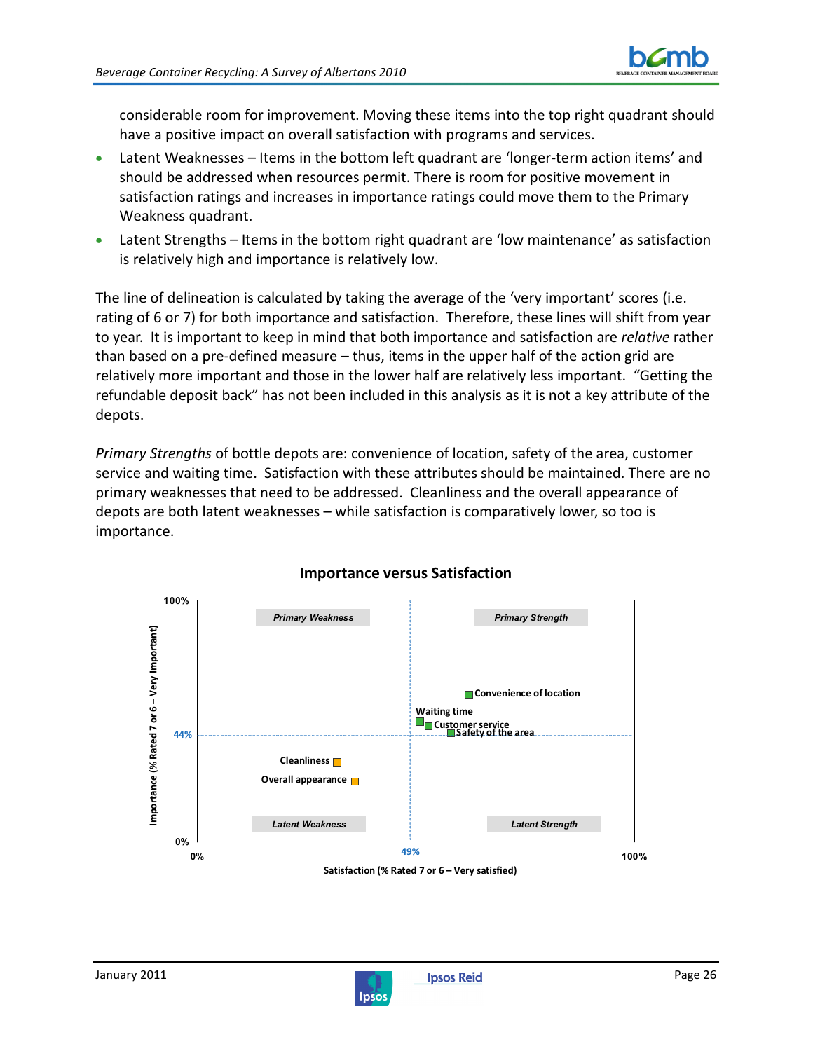considerable room for improvement. Moving these items into the top right quadrant should have a positive impact on overall satisfaction with programs and services.

- Latent Weaknesses – Items in the bottom left quadrant are 'longer-term action items' and should be addressed when resources permit. There is room for positive movement in satisfaction ratings and increases in importance ratings could move them to the Primary Weakness quadrant.
- Latent Strengths – Items in the bottom right quadrant are 'low maintenance' as satisfaction is relatively high and importance is relatively low.

The line of delineation is calculated by taking the average of the 'very important' scores (i.e. rating of 6 or 7) for both importance and satisfaction. Therefore, these lines will shift from year to year. It is important to keep in mind that both importance and satisfaction are *relative* rather than based on a pre-defined measure – thus, items in the upper half of the action grid are relatively more important and those in the lower half are relatively less important. "Getting the refundable deposit back" has not been included in this analysis as it is not a key attribute of the depots.

*Primary Strengths* of bottle depots are: convenience of location, safety of the area, customer service and waiting time. Satisfaction with these attributes should be maintained. There are no primary weaknesses that need to be addressed. Cleanliness and the overall appearance of depots are both latent weaknesses – while satisfaction is comparatively lower, so too is importance.

**Importance versus Satisfaction**

Quadrants: *Primary Weakness* (top left), *Primary Strength* (top right), *Latent Weakness* (bottom left), *Latent Strength* (bottom right). Y-axis: Importance (% Rated 7 or 6 – Very Important), 0%–100%, line at 44%. X-axis: Satisfaction (% Rated 7 or 6 – Very satisfied), 0%–100%, line at 49%.

- Primary Strength: Convenience of location, Waiting time, Customer service, Safety of the area
- Latent Weakness: Cleanliness, Overall appearance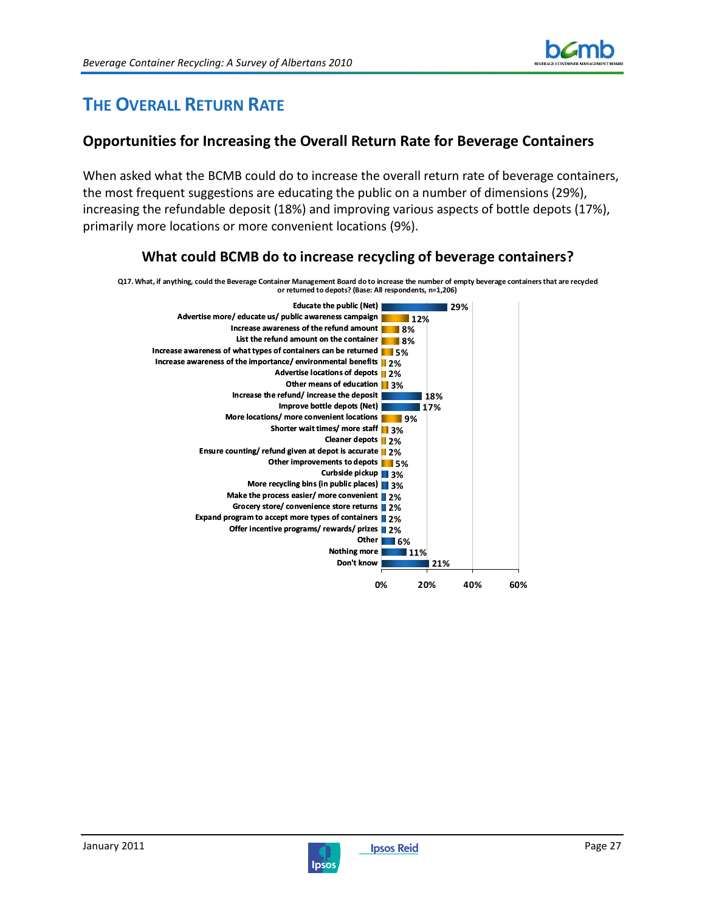# THE OVERALL RETURN RATE

## Opportunities for Increasing the Overall Return Rate for Beverage Containers

When asked what the BCMB could do to increase the overall return rate of beverage containers, the most frequent suggestions are educating the public on a number of dimensions (29%), increasing the refundable deposit (18%) and improving various aspects of bottle depots (17%), primarily more locations or more convenient locations (9%).

### What could BCMB do to increase recycling of beverage containers?

Q17. What, if anything, could the Beverage Container Management Board do to increase the number of empty beverage containers that are recycled or returned to depots? (Base: All respondents, n=1,206)

| Response | % |
|---|---|
| Educate the public (Net) | 29% |
| Advertise more/ educate us/ public awareness campaign | 12% |
| Increase awareness of the refund amount | 8% |
| List the refund amount on the container | 8% |
| Increase awareness of what types of containers can be returned | 5% |
| Increase awareness of the importance/ environmental benefits | 2% |
| Advertise locations of depots | 2% |
| Other means of education | 3% |
| Increase the refund/ increase the deposit | 18% |
| Improve bottle depots (Net) | 17% |
| More locations/ more convenient locations | 9% |
| Shorter wait times/ more staff | 3% |
| Cleaner depots | 2% |
| Ensure counting/ refund given at depot is accurate | 2% |
| Other improvements to depots | 5% |
| Curbside pickup | 3% |
| More recycling bins (in public places) | 3% |
| Make the process easier/ more convenient | 2% |
| Grocery store/ convenience store returns | 2% |
| Expand program to accept more types of containers | 2% |
| Offer incentive programs/ rewards/ prizes | 2% |
| Other | 6% |
| Nothing more | 11% |
| Don't know | 21% |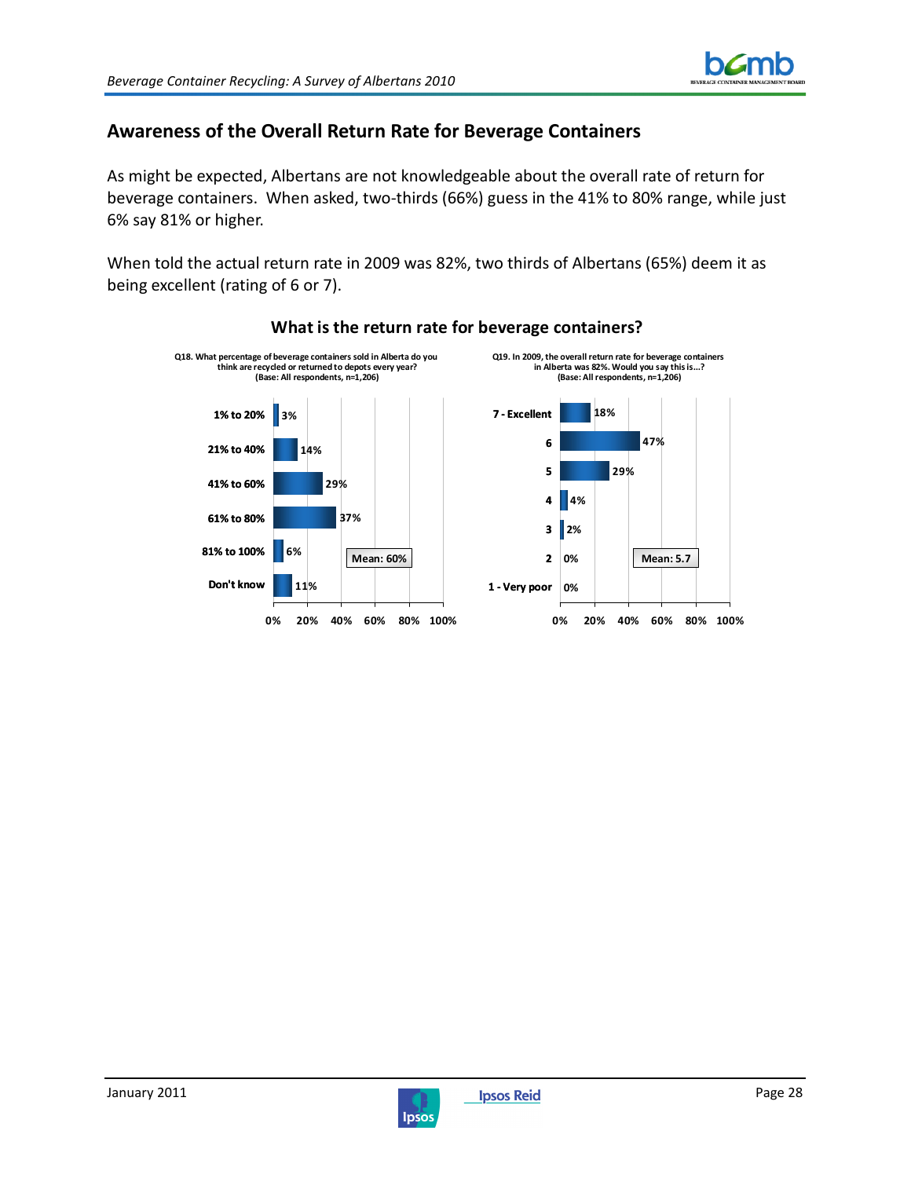## Awareness of the Overall Return Rate for Beverage Containers

As might be expected, Albertans are not knowledgeable about the overall rate of return for beverage containers. When asked, two-thirds (66%) guess in the 41% to 80% range, while just 6% say 81% or higher.

When told the actual return rate in 2009 was 82%, two thirds of Albertans (65%) deem it as being excellent (rating of 6 or 7).

### What is the return rate for beverage containers?

**Q18. What percentage of beverage containers sold in Alberta do you think are recycled or returned to depots every year? (Base: All respondents, n=1,206)**

| Response | % |
|---|---|
| 1% to 20% | 3% |
| 21% to 40% | 14% |
| 41% to 60% | 29% |
| 61% to 80% | 37% |
| 81% to 100% | 6% |
| Don't know | 11% |

Mean: 60%

**Q19. In 2009, the overall return rate for beverage containers in Alberta was 82%. Would you say this is...? (Base: All respondents, n=1,206)**

| Rating | % |
|---|---|
| 7 - Excellent | 18% |
| 6 | 47% |
| 5 | 29% |
| 4 | 4% |
| 3 | 2% |
| 2 | 0% |
| 1 - Very poor | 0% |

Mean: 5.7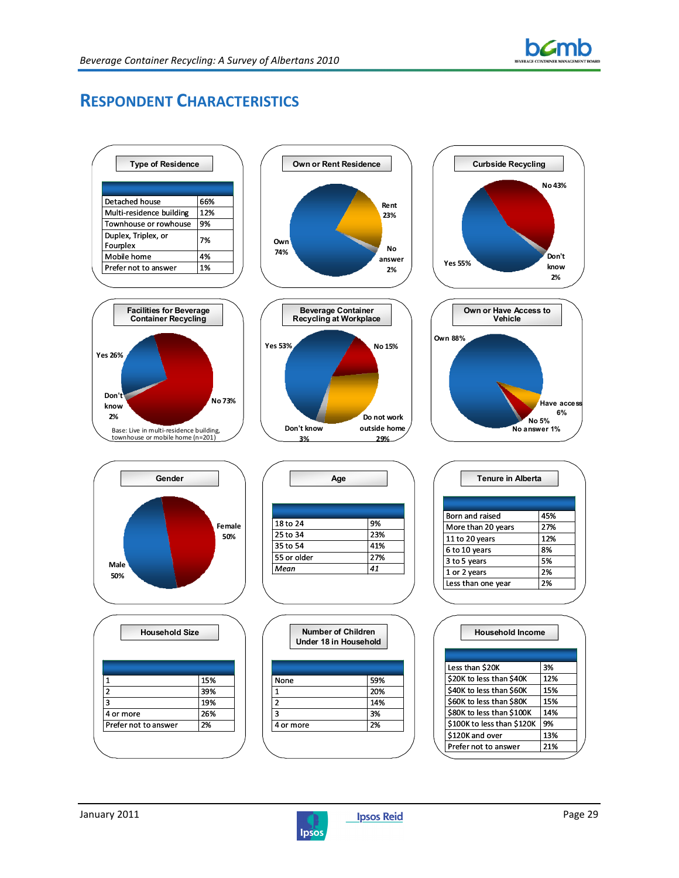## RESPONDENT CHARACTERISTICS

**Type of Residence**

| | |
|---|---|
| Detached house | 66% |
| Multi-residence building | 12% |
| Townhouse or rowhouse | 9% |
| Duplex, Triplex, or Fourplex | 7% |
| Mobile home | 4% |
| Prefer not to answer | 1% |

**Own or Rent Residence**

Own 74%
Rent 23%
No answer 2%

**Curbside Recycling**

Yes 55%
No 43%
Don't know 2%

**Facilities for Beverage Container Recycling**

Yes 26%
No 73%
Don't know 2%

Base: Live in multi-residence building, townhouse or mobile home (n=201)

**Beverage Container Recycling at Workplace**

Yes 53%
No 15%
Do not work outside home 29%
Don't know 3%

**Own or Have Access to Vehicle**

Own 88%
Have access 6%
No 5%
No answer 1%

**Gender**

Male 50%
Female 50%

**Age**

| | |
|---|---|
| 18 to 24 | 9% |
| 25 to 34 | 23% |
| 35 to 54 | 41% |
| 55 or older | 27% |
| *Mean* | *41* |

**Tenure in Alberta**

| | |
|---|---|
| Born and raised | 45% |
| More than 20 years | 27% |
| 11 to 20 years | 12% |
| 6 to 10 years | 8% |
| 3 to 5 years | 5% |
| 1 or 2 years | 2% |
| Less than one year | 2% |

**Household Size**

| | |
|---|---|
| 1 | 15% |
| 2 | 39% |
| 3 | 19% |
| 4 or more | 26% |
| Prefer not to answer | 2% |

**Number of Children Under 18 in Household**

| | |
|---|---|
| None | 59% |
| 1 | 20% |
| 2 | 14% |
| 3 | 3% |
| 4 or more | 2% |

**Household Income**

| | |
|---|---|
| Less than $20K | 3% |
| $20K to less than $40K | 12% |
| $40K to less than $60K | 15% |
| $60K to less than $80K | 15% |
| $80K to less than $100K | 14% |
| $100K to less than $120K | 9% |
| $120K and over | 13% |
| Prefer not to answer | 21% |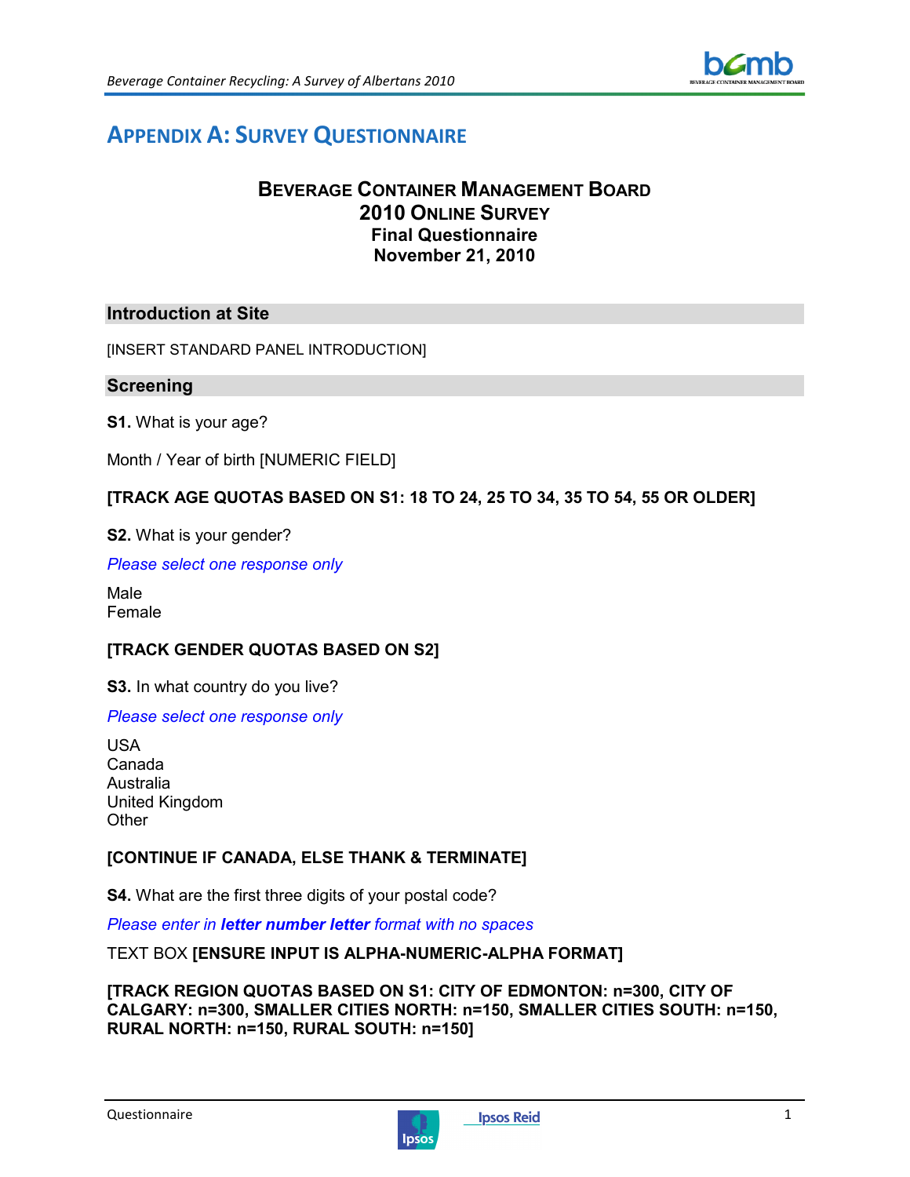# Appendix A: Survey Questionnaire

**Beverage Container Management Board**
**2010 Online Survey**
**Final Questionnaire**
**November 21, 2010**

## Introduction at Site

[INSERT STANDARD PANEL INTRODUCTION]

## Screening

**S1.** What is your age?

Month / Year of birth [NUMERIC FIELD]

**[TRACK AGE QUOTAS BASED ON S1: 18 TO 24, 25 TO 34, 35 TO 54, 55 OR OLDER]**

**S2.** What is your gender?

*Please select one response only*

Male
Female

**[TRACK GENDER QUOTAS BASED ON S2]**

**S3.** In what country do you live?

*Please select one response only*

USA
Canada
Australia
United Kingdom
Other

**[CONTINUE IF CANADA, ELSE THANK & TERMINATE]**

**S4.** What are the first three digits of your postal code?

*Please enter in **letter number letter** format with no spaces*

TEXT BOX **[ENSURE INPUT IS ALPHA-NUMERIC-ALPHA FORMAT]**

**[TRACK REGION QUOTAS BASED ON S1: CITY OF EDMONTON: n=300, CITY OF CALGARY: n=300, SMALLER CITIES NORTH: n=150, SMALLER CITIES SOUTH: n=150, RURAL NORTH: n=150, RURAL SOUTH: n=150]**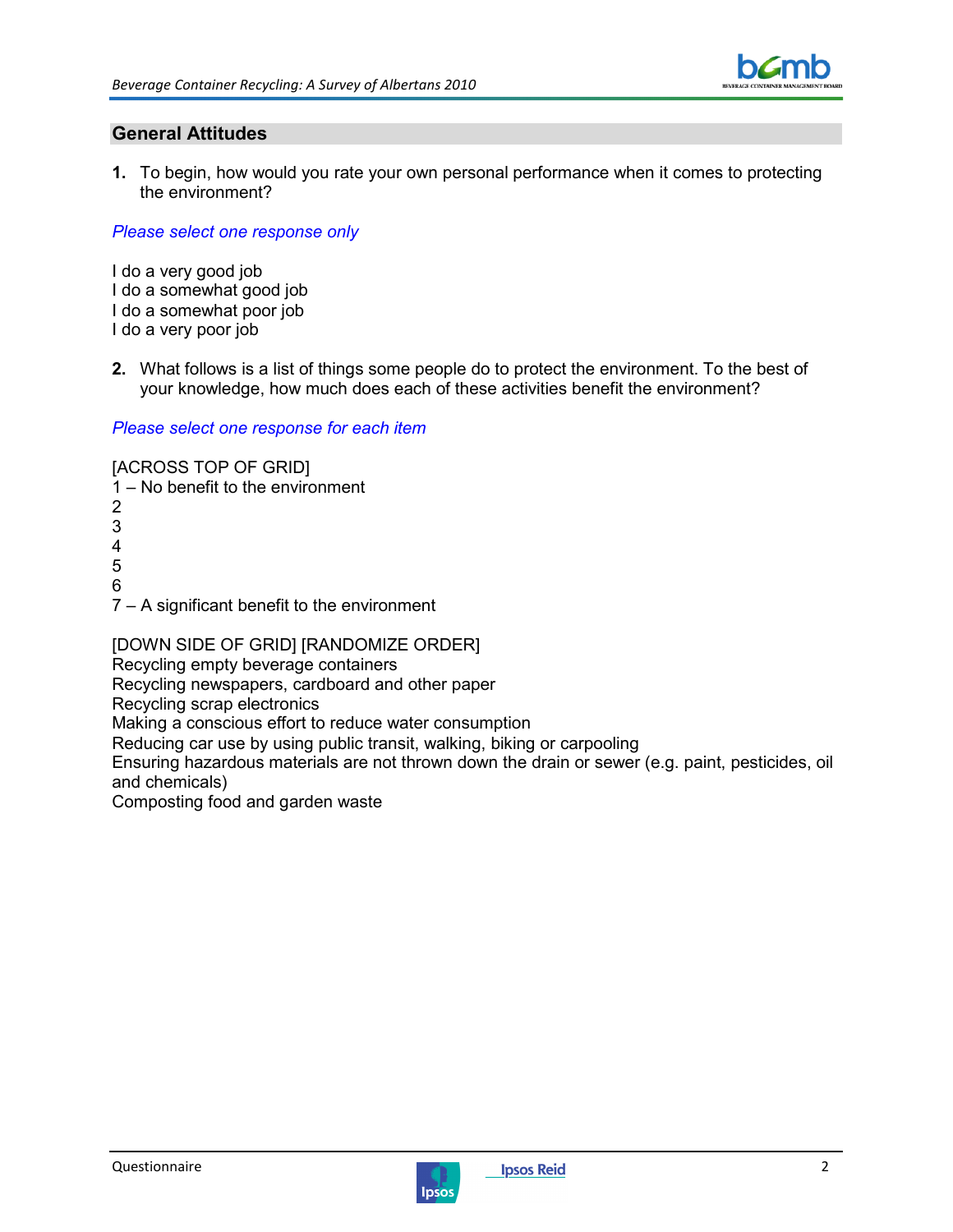## General Attitudes

**1.** To begin, how would you rate your own personal performance when it comes to protecting the environment?

*Please select one response only*

I do a very good job
I do a somewhat good job
I do a somewhat poor job
I do a very poor job

**2.** What follows is a list of things some people do to protect the environment. To the best of your knowledge, how much does each of these activities benefit the environment?

*Please select one response for each item*

[ACROSS TOP OF GRID]
1 – No benefit to the environment
2
3
4
5
6
7 – A significant benefit to the environment

[DOWN SIDE OF GRID] [RANDOMIZE ORDER]
Recycling empty beverage containers
Recycling newspapers, cardboard and other paper
Recycling scrap electronics
Making a conscious effort to reduce water consumption
Reducing car use by using public transit, walking, biking or carpooling
Ensuring hazardous materials are not thrown down the drain or sewer (e.g. paint, pesticides, oil and chemicals)
Composting food and garden waste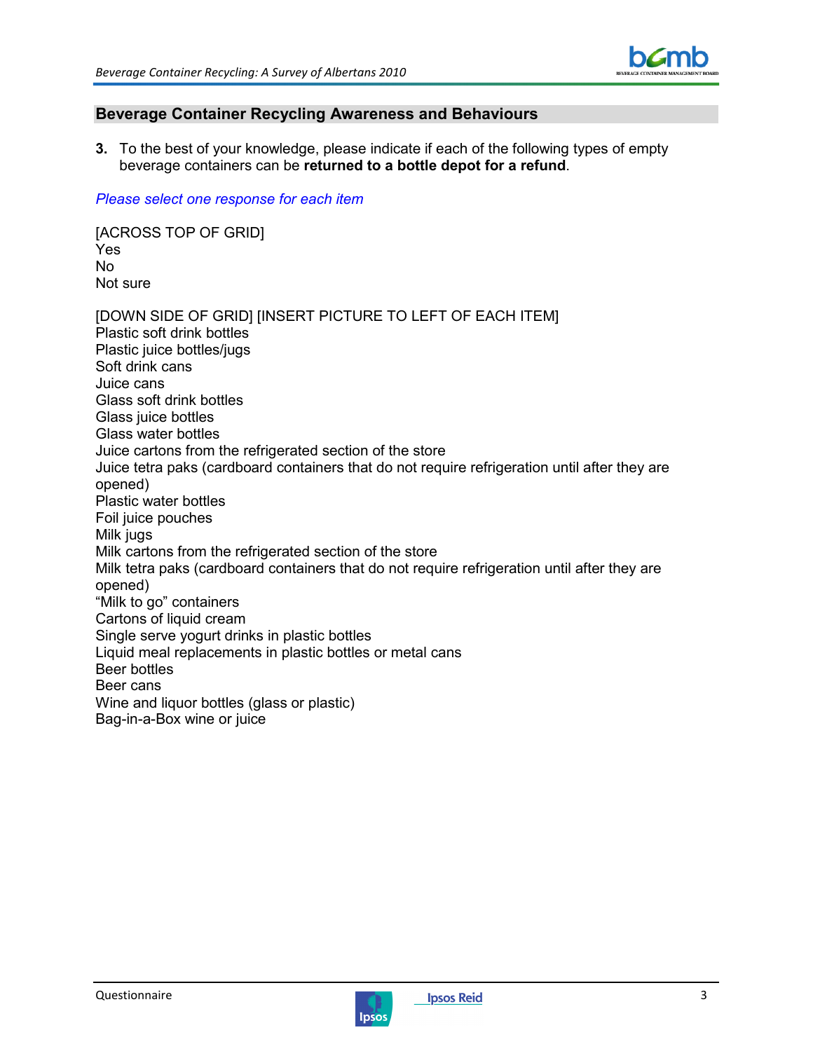## Beverage Container Recycling Awareness and Behaviours

**3.** To the best of your knowledge, please indicate if each of the following types of empty beverage containers can be **returned to a bottle depot for a refund**.

*Please select one response for each item*

[ACROSS TOP OF GRID]
Yes
No
Not sure

[DOWN SIDE OF GRID] [INSERT PICTURE TO LEFT OF EACH ITEM]
Plastic soft drink bottles
Plastic juice bottles/jugs
Soft drink cans
Juice cans
Glass soft drink bottles
Glass juice bottles
Glass water bottles
Juice cartons from the refrigerated section of the store
Juice tetra paks (cardboard containers that do not require refrigeration until after they are opened)
Plastic water bottles
Foil juice pouches
Milk jugs
Milk cartons from the refrigerated section of the store
Milk tetra paks (cardboard containers that do not require refrigeration until after they are opened)
"Milk to go" containers
Cartons of liquid cream
Single serve yogurt drinks in plastic bottles
Liquid meal replacements in plastic bottles or metal cans
Beer bottles
Beer cans
Wine and liquor bottles (glass or plastic)
Bag-in-a-Box wine or juice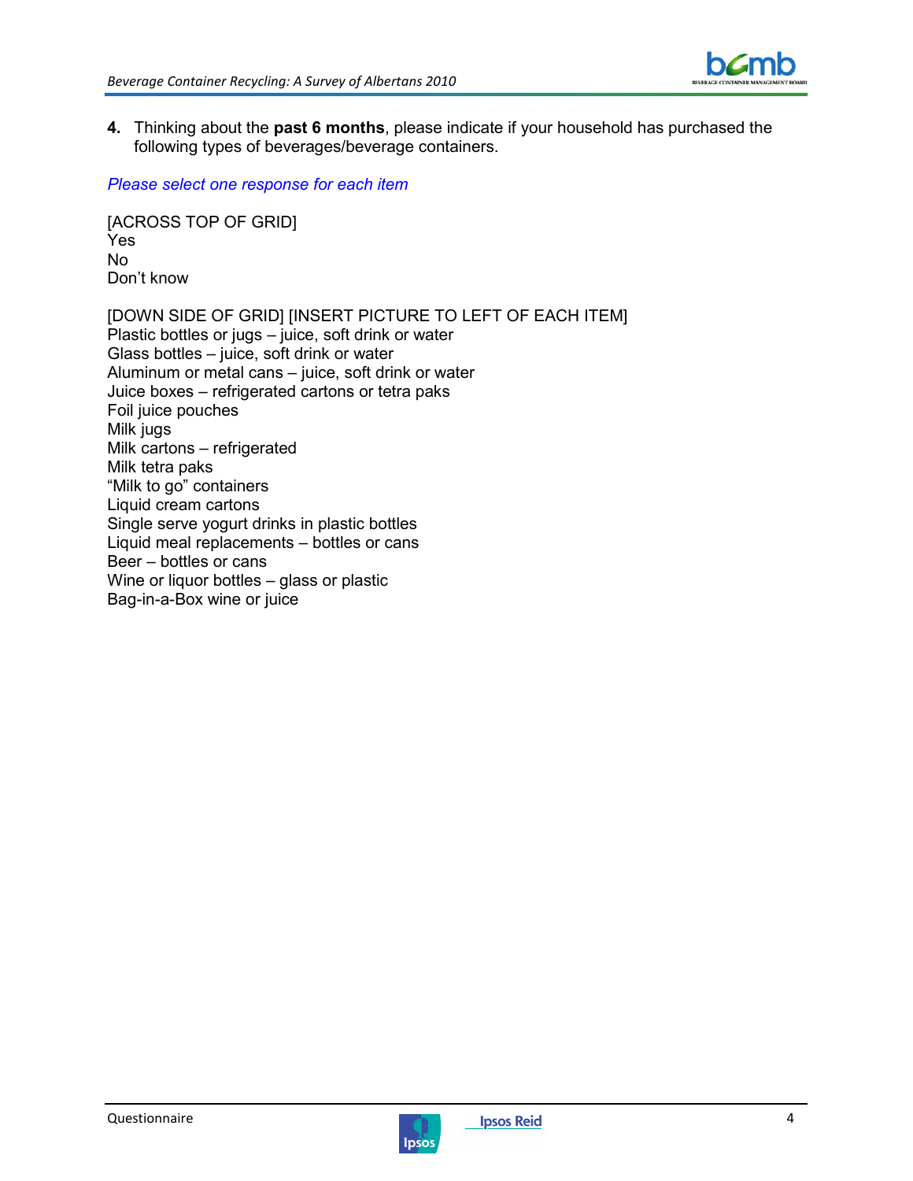**4.** Thinking about the **past 6 months**, please indicate if your household has purchased the following types of beverages/beverage containers.

*Please select one response for each item*

[ACROSS TOP OF GRID]
Yes
No
Don't know

[DOWN SIDE OF GRID] [INSERT PICTURE TO LEFT OF EACH ITEM]
Plastic bottles or jugs – juice, soft drink or water
Glass bottles – juice, soft drink or water
Aluminum or metal cans – juice, soft drink or water
Juice boxes – refrigerated cartons or tetra paks
Foil juice pouches
Milk jugs
Milk cartons – refrigerated
Milk tetra paks
"Milk to go" containers
Liquid cream cartons
Single serve yogurt drinks in plastic bottles
Liquid meal replacements – bottles or cans
Beer – bottles or cans
Wine or liquor bottles – glass or plastic
Bag-in-a-Box wine or juice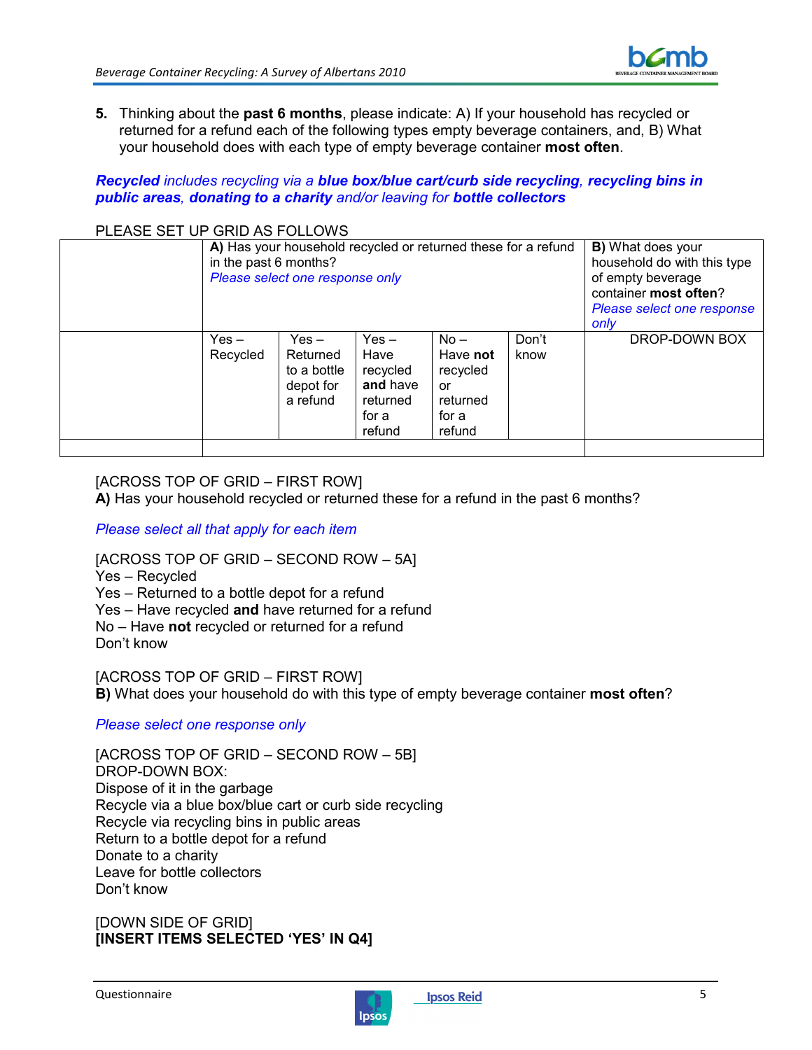**5.** Thinking about the **past 6 months**, please indicate: A) If your household has recycled or returned for a refund each of the following types empty beverage containers, and, B) What your household does with each type of empty beverage container **most often**.

***Recycled** includes recycling via a **blue box/blue cart/curb side recycling**, **recycling bins in public areas**, **donating to a charity** and/or leaving for **bottle collectors***

PLEASE SET UP GRID AS FOLLOWS

| | **A)** Has your household recycled or returned these for a refund in the past 6 months? *Please select one response only* | | | | | **B)** What does your household do with this type of empty beverage container **most often**? *Please select one response only* |
|---|---|---|---|---|---|---|
| | Yes – Recycled | Yes – Returned to a bottle depot for a refund | Yes – Have recycled **and** have returned for a refund | No – Have **not** recycled or returned for a refund | Don't know | DROP-DOWN BOX |
| | | | | | | |

[ACROSS TOP OF GRID – FIRST ROW]
**A)** Has your household recycled or returned these for a refund in the past 6 months?

*Please select all that apply for each item*

[ACROSS TOP OF GRID – SECOND ROW – 5A]
Yes – Recycled
Yes – Returned to a bottle depot for a refund
Yes – Have recycled **and** have returned for a refund
No – Have **not** recycled or returned for a refund
Don't know

[ACROSS TOP OF GRID – FIRST ROW]
**B)** What does your household do with this type of empty beverage container **most often**?

*Please select one response only*

[ACROSS TOP OF GRID – SECOND ROW – 5B]
DROP-DOWN BOX:
Dispose of it in the garbage
Recycle via a blue box/blue cart or curb side recycling
Recycle via recycling bins in public areas
Return to a bottle depot for a refund
Donate to a charity
Leave for bottle collectors
Don't know

[DOWN SIDE OF GRID]
**[INSERT ITEMS SELECTED 'YES' IN Q4]**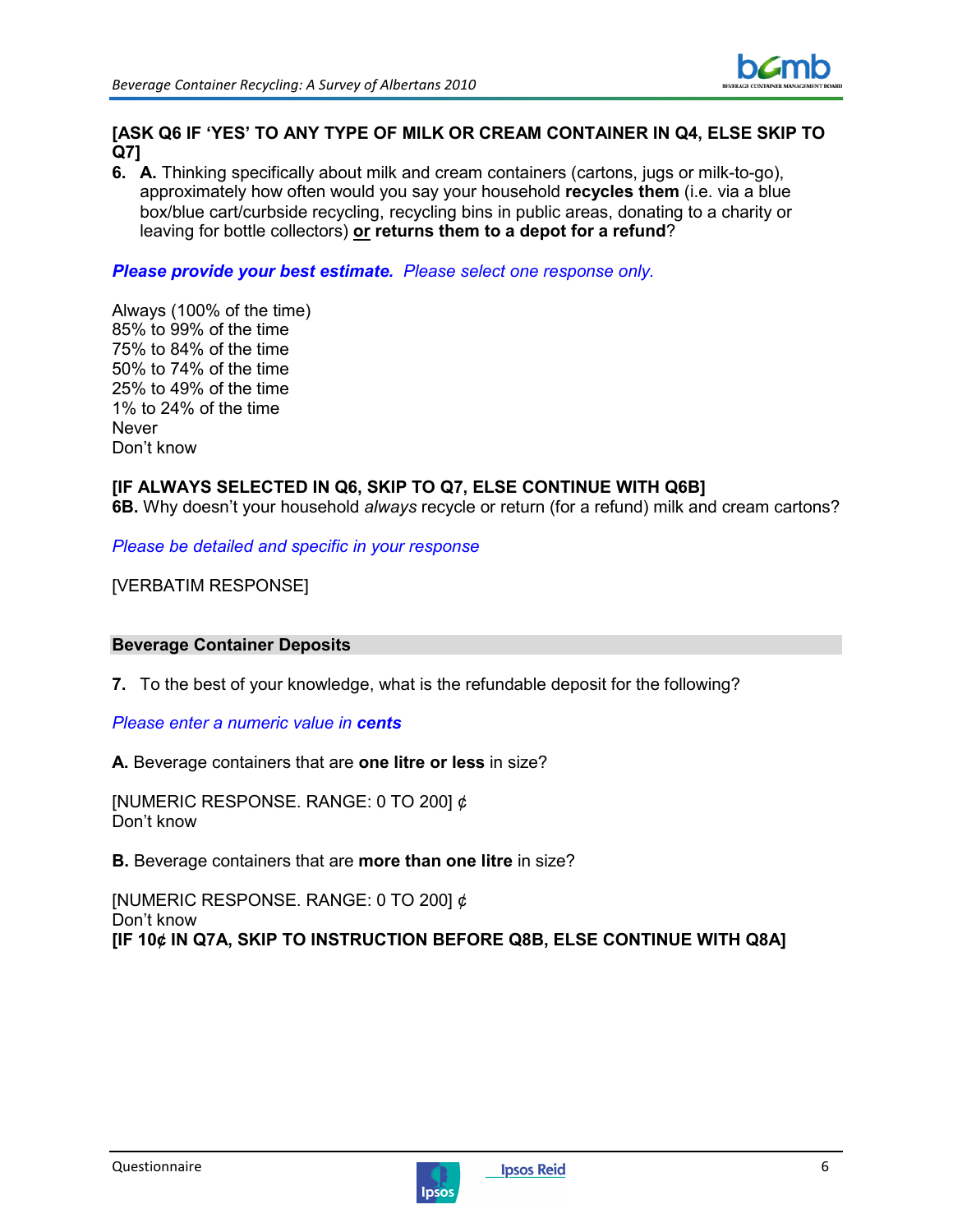**[ASK Q6 IF 'YES' TO ANY TYPE OF MILK OR CREAM CONTAINER IN Q4, ELSE SKIP TO Q7]**

**6. A.** Thinking specifically about milk and cream containers (cartons, jugs or milk-to-go), approximately how often would you say your household **recycles them** (i.e. via a blue box/blue cart/curbside recycling, recycling bins in public areas, donating to a charity or leaving for bottle collectors) **or returns them to a depot for a refund**?

***Please provide your best estimate.*** *Please select one response only.*

Always (100% of the time)
85% to 99% of the time
75% to 84% of the time
50% to 74% of the time
25% to 49% of the time
1% to 24% of the time
Never
Don't know

**[IF ALWAYS SELECTED IN Q6, SKIP TO Q7, ELSE CONTINUE WITH Q6B]**
**6B.** Why doesn't your household *always* recycle or return (for a refund) milk and cream cartons?

*Please be detailed and specific in your response*

[VERBATIM RESPONSE]

## Beverage Container Deposits

**7.** To the best of your knowledge, what is the refundable deposit for the following?

*Please enter a numeric value in* ***cents***

**A.** Beverage containers that are **one litre or less** in size?

[NUMERIC RESPONSE. RANGE: 0 TO 200] ¢
Don't know

**B.** Beverage containers that are **more than one litre** in size?

[NUMERIC RESPONSE. RANGE: 0 TO 200] ¢
Don't know
**[IF 10¢ IN Q7A, SKIP TO INSTRUCTION BEFORE Q8B, ELSE CONTINUE WITH Q8A]**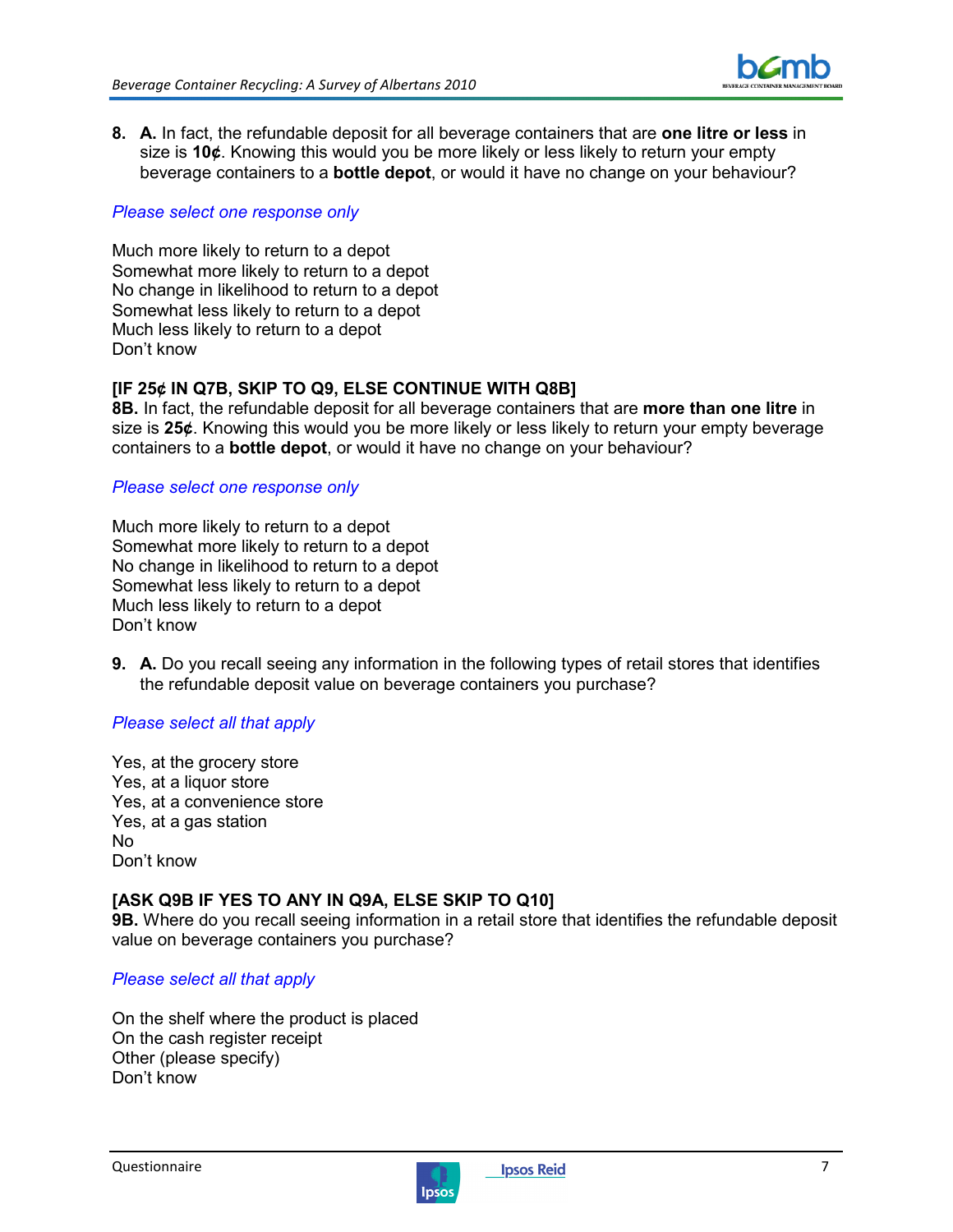8. **A.** In fact, the refundable deposit for all beverage containers that are **one litre or less** in size is **10¢**. Knowing this would you be more likely or less likely to return your empty beverage containers to a **bottle depot**, or would it have no change on your behaviour?

*Please select one response only*

Much more likely to return to a depot
Somewhat more likely to return to a depot
No change in likelihood to return to a depot
Somewhat less likely to return to a depot
Much less likely to return to a depot
Don't know

**[IF 25¢ IN Q7B, SKIP TO Q9, ELSE CONTINUE WITH Q8B]**
**8B.** In fact, the refundable deposit for all beverage containers that are **more than one litre** in size is **25¢**. Knowing this would you be more likely or less likely to return your empty beverage containers to a **bottle depot**, or would it have no change on your behaviour?

*Please select one response only*

Much more likely to return to a depot
Somewhat more likely to return to a depot
No change in likelihood to return to a depot
Somewhat less likely to return to a depot
Much less likely to return to a depot
Don't know

9. **A.** Do you recall seeing any information in the following types of retail stores that identifies the refundable deposit value on beverage containers you purchase?

*Please select all that apply*

Yes, at the grocery store
Yes, at a liquor store
Yes, at a convenience store
Yes, at a gas station
No
Don't know

**[ASK Q9B IF YES TO ANY IN Q9A, ELSE SKIP TO Q10]**
**9B.** Where do you recall seeing information in a retail store that identifies the refundable deposit value on beverage containers you purchase?

*Please select all that apply*

On the shelf where the product is placed
On the cash register receipt
Other (please specify)
Don't know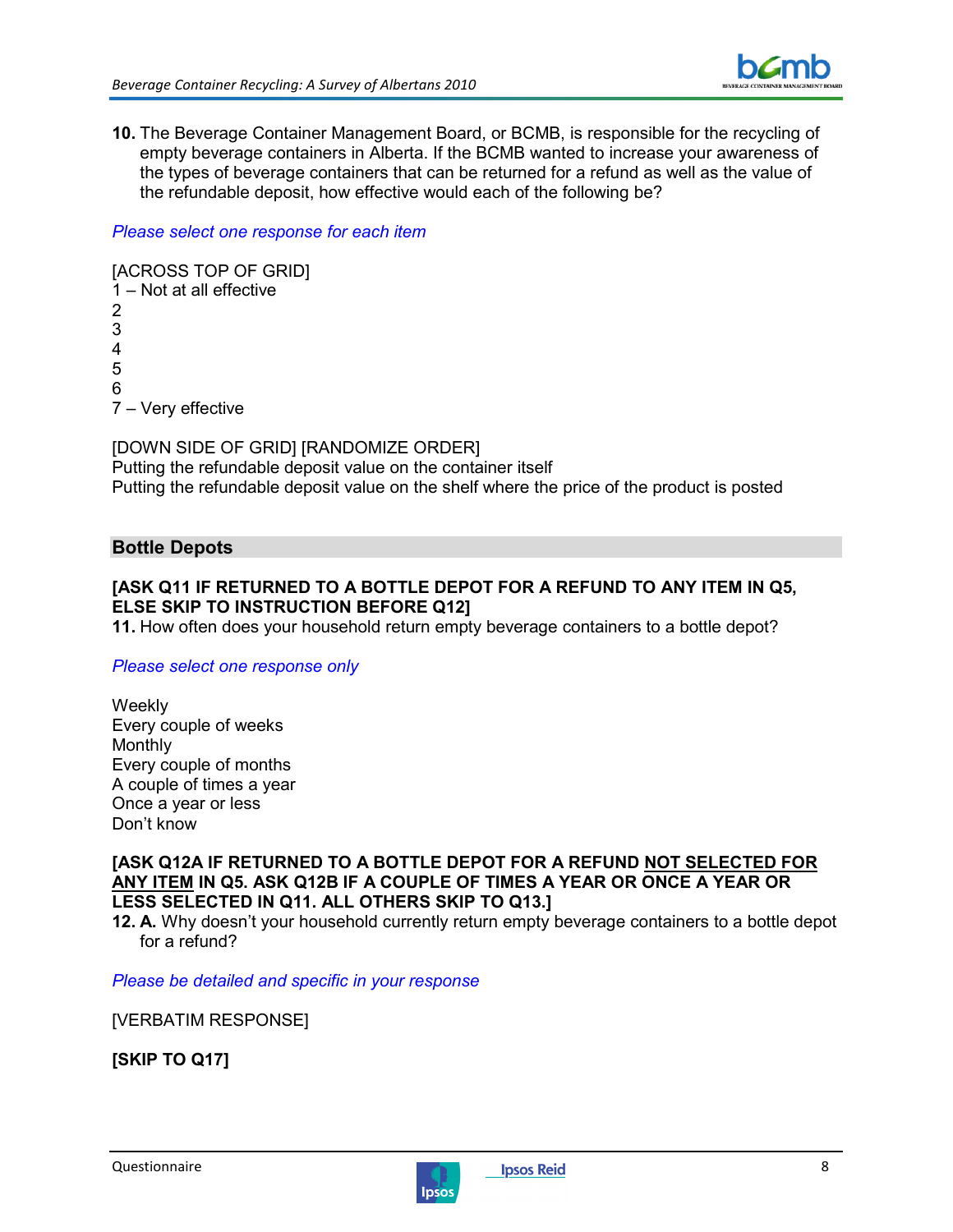**10.** The Beverage Container Management Board, or BCMB, is responsible for the recycling of empty beverage containers in Alberta. If the BCMB wanted to increase your awareness of the types of beverage containers that can be returned for a refund as well as the value of the refundable deposit, how effective would each of the following be?

*Please select one response for each item*

[ACROSS TOP OF GRID]
1 – Not at all effective
2
3
4
5
6
7 – Very effective

[DOWN SIDE OF GRID] [RANDOMIZE ORDER]
Putting the refundable deposit value on the container itself
Putting the refundable deposit value on the shelf where the price of the product is posted

## Bottle Depots

**[ASK Q11 IF RETURNED TO A BOTTLE DEPOT FOR A REFUND TO ANY ITEM IN Q5, ELSE SKIP TO INSTRUCTION BEFORE Q12]**
**11.** How often does your household return empty beverage containers to a bottle depot?

*Please select one response only*

Weekly
Every couple of weeks
Monthly
Every couple of months
A couple of times a year
Once a year or less
Don't know

**[ASK Q12A IF RETURNED TO A BOTTLE DEPOT FOR A REFUND NOT SELECTED FOR ANY ITEM IN Q5. ASK Q12B IF A COUPLE OF TIMES A YEAR OR ONCE A YEAR OR LESS SELECTED IN Q11. ALL OTHERS SKIP TO Q13.]**
**12. A.** Why doesn't your household currently return empty beverage containers to a bottle depot for a refund?

*Please be detailed and specific in your response*

[VERBATIM RESPONSE]

**[SKIP TO Q17]**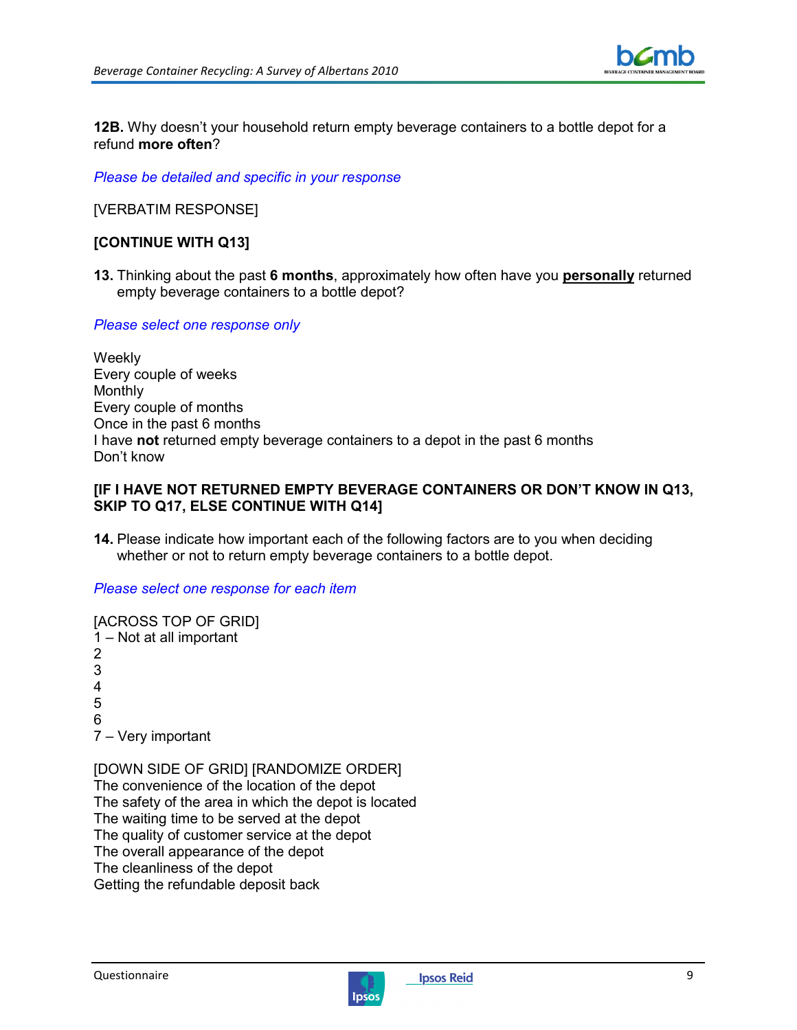**12B.** Why doesn't your household return empty beverage containers to a bottle depot for a refund **more often**?

*Please be detailed and specific in your response*

[VERBATIM RESPONSE]

**[CONTINUE WITH Q13]**

**13.** Thinking about the past **6 months**, approximately how often have you **personally** returned empty beverage containers to a bottle depot?

*Please select one response only*

Weekly
Every couple of weeks
Monthly
Every couple of months
Once in the past 6 months
I have **not** returned empty beverage containers to a depot in the past 6 months
Don't know

**[IF I HAVE NOT RETURNED EMPTY BEVERAGE CONTAINERS OR DON'T KNOW IN Q13, SKIP TO Q17, ELSE CONTINUE WITH Q14]**

**14.** Please indicate how important each of the following factors are to you when deciding whether or not to return empty beverage containers to a bottle depot.

*Please select one response for each item*

[ACROSS TOP OF GRID]
1 – Not at all important
2
3
4
5
6
7 – Very important

[DOWN SIDE OF GRID] [RANDOMIZE ORDER]
The convenience of the location of the depot
The safety of the area in which the depot is located
The waiting time to be served at the depot
The quality of customer service at the depot
The overall appearance of the depot
The cleanliness of the depot
Getting the refundable deposit back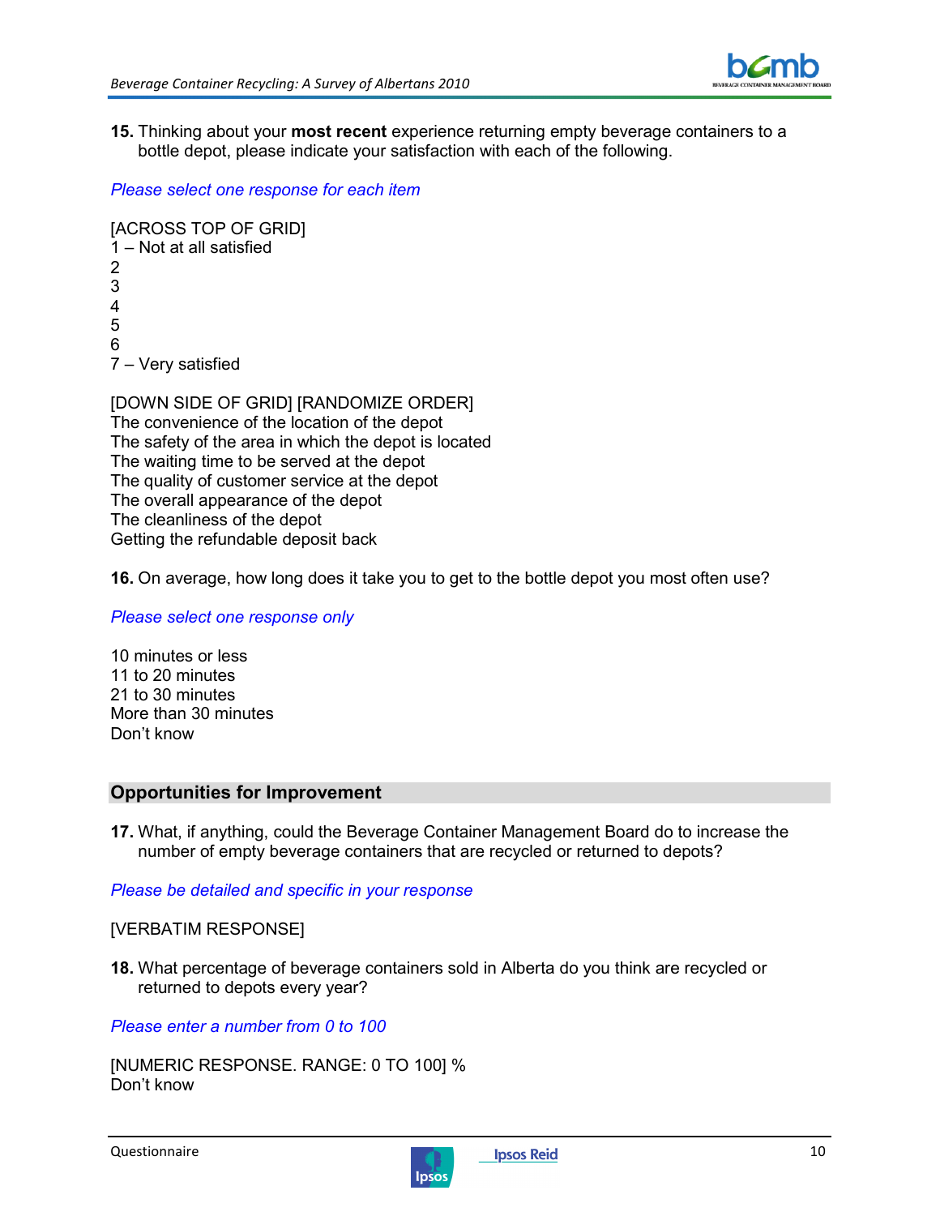**15.** Thinking about your **most recent** experience returning empty beverage containers to a bottle depot, please indicate your satisfaction with each of the following.

*Please select one response for each item*

[ACROSS TOP OF GRID]
1 – Not at all satisfied
2
3
4
5
6
7 – Very satisfied

[DOWN SIDE OF GRID] [RANDOMIZE ORDER]
The convenience of the location of the depot
The safety of the area in which the depot is located
The waiting time to be served at the depot
The quality of customer service at the depot
The overall appearance of the depot
The cleanliness of the depot
Getting the refundable deposit back

**16.** On average, how long does it take you to get to the bottle depot you most often use?

*Please select one response only*

10 minutes or less
11 to 20 minutes
21 to 30 minutes
More than 30 minutes
Don't know

## Opportunities for Improvement

**17.** What, if anything, could the Beverage Container Management Board do to increase the number of empty beverage containers that are recycled or returned to depots?

*Please be detailed and specific in your response*

[VERBATIM RESPONSE]

**18.** What percentage of beverage containers sold in Alberta do you think are recycled or returned to depots every year?

*Please enter a number from 0 to 100*

[NUMERIC RESPONSE. RANGE: 0 TO 100] %
Don't know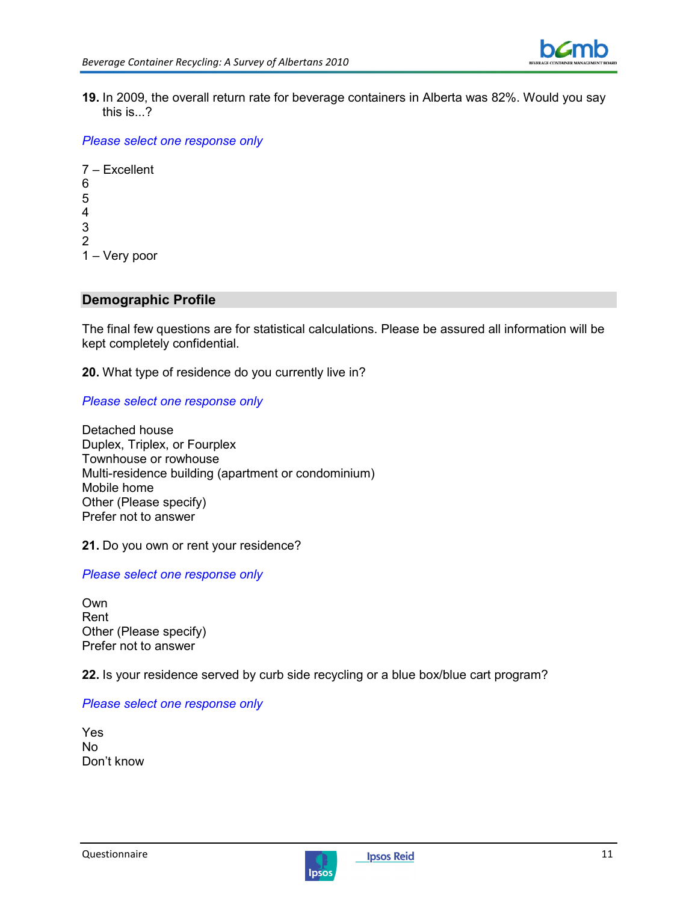**19.** In 2009, the overall return rate for beverage containers in Alberta was 82%. Would you say this is...?

*Please select one response only*

7 – Excellent
6
5
4
3
2
1 – Very poor

## Demographic Profile

The final few questions are for statistical calculations. Please be assured all information will be kept completely confidential.

**20.** What type of residence do you currently live in?

*Please select one response only*

Detached house
Duplex, Triplex, or Fourplex
Townhouse or rowhouse
Multi-residence building (apartment or condominium)
Mobile home
Other (Please specify)
Prefer not to answer

**21.** Do you own or rent your residence?

*Please select one response only*

Own
Rent
Other (Please specify)
Prefer not to answer

**22.** Is your residence served by curb side recycling or a blue box/blue cart program?

*Please select one response only*

Yes
No
Don't know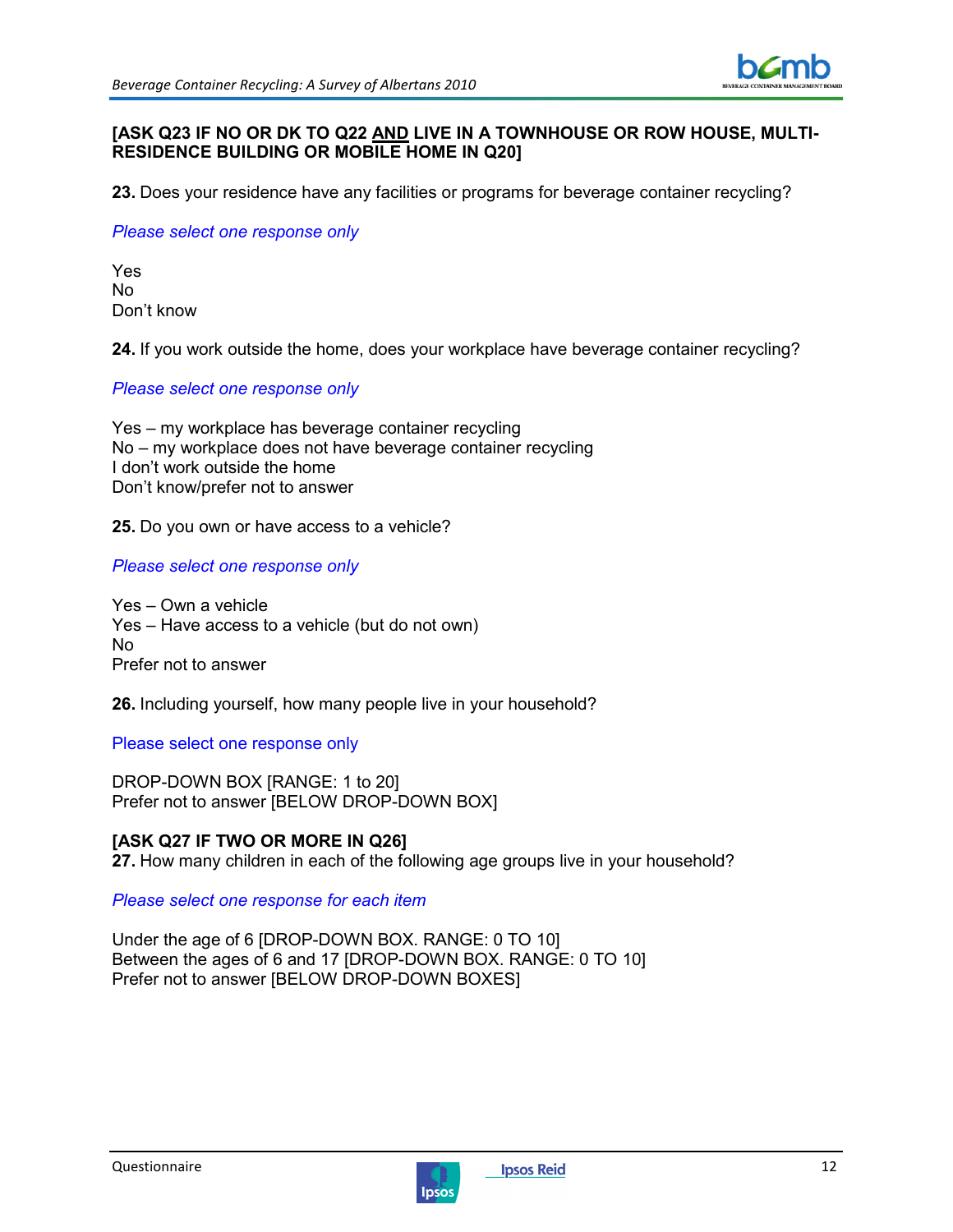**[ASK Q23 IF NO OR DK TO Q22 AND LIVE IN A TOWNHOUSE OR ROW HOUSE, MULTI-RESIDENCE BUILDING OR MOBILE HOME IN Q20]**

**23.** Does your residence have any facilities or programs for beverage container recycling?

*Please select one response only*

Yes
No
Don't know

**24.** If you work outside the home, does your workplace have beverage container recycling?

*Please select one response only*

Yes – my workplace has beverage container recycling
No – my workplace does not have beverage container recycling
I don't work outside the home
Don't know/prefer not to answer

**25.** Do you own or have access to a vehicle?

*Please select one response only*

Yes – Own a vehicle
Yes – Have access to a vehicle (but do not own)
No
Prefer not to answer

**26.** Including yourself, how many people live in your household?

Please select one response only

DROP-DOWN BOX [RANGE: 1 to 20]
Prefer not to answer [BELOW DROP-DOWN BOX]

**[ASK Q27 IF TWO OR MORE IN Q26]**
**27.** How many children in each of the following age groups live in your household?

*Please select one response for each item*

Under the age of 6 [DROP-DOWN BOX. RANGE: 0 TO 10]
Between the ages of 6 and 17 [DROP-DOWN BOX. RANGE: 0 TO 10]
Prefer not to answer [BELOW DROP-DOWN BOXES]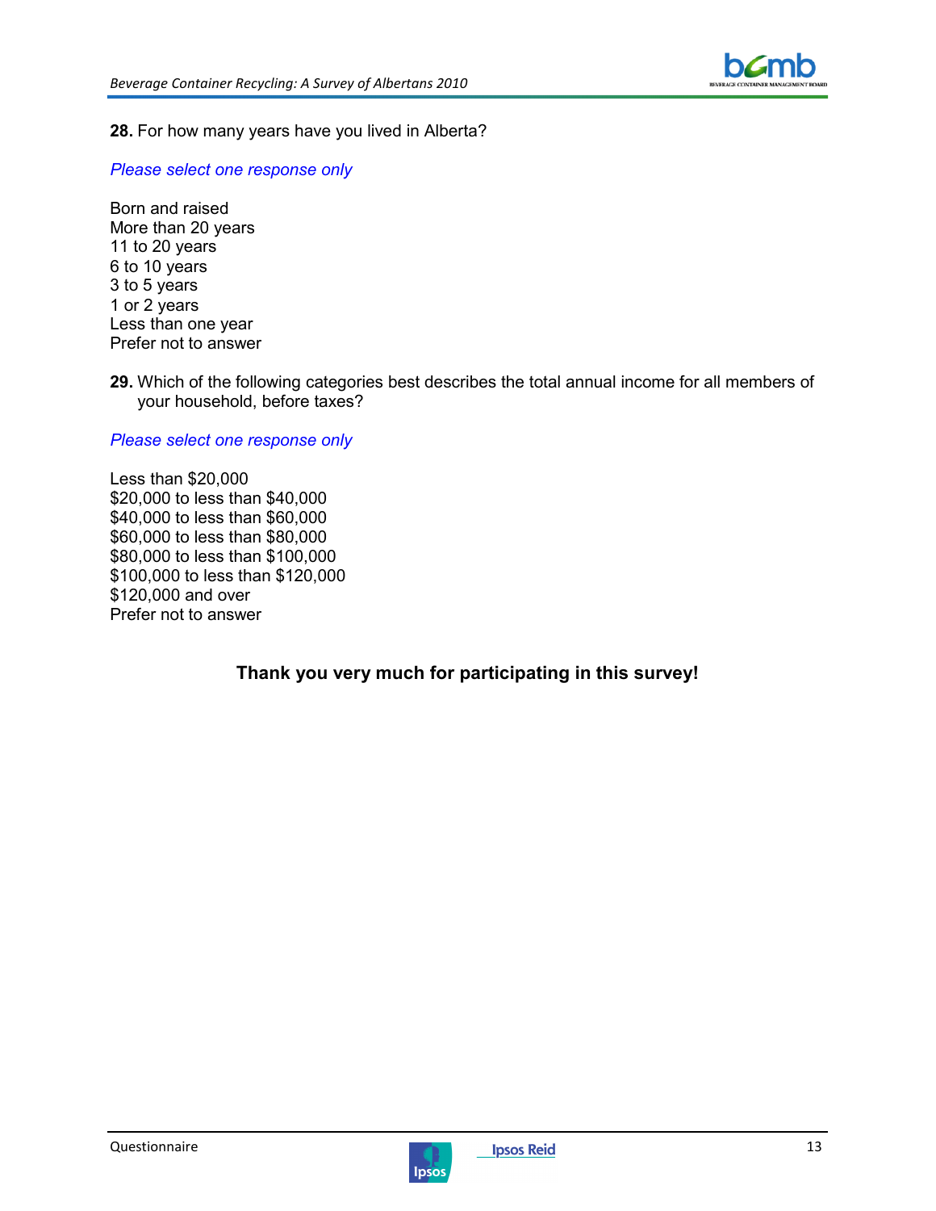**28.** For how many years have you lived in Alberta?

*Please select one response only*

Born and raised
More than 20 years
11 to 20 years
6 to 10 years
3 to 5 years
1 or 2 years
Less than one year
Prefer not to answer

**29.** Which of the following categories best describes the total annual income for all members of your household, before taxes?

*Please select one response only*

Less than $20,000
$20,000 to less than $40,000
$40,000 to less than $60,000
$60,000 to less than $80,000
$80,000 to less than $100,000
$100,000 to less than $120,000
$120,000 and over
Prefer not to answer

**Thank you very much for participating in this survey!**